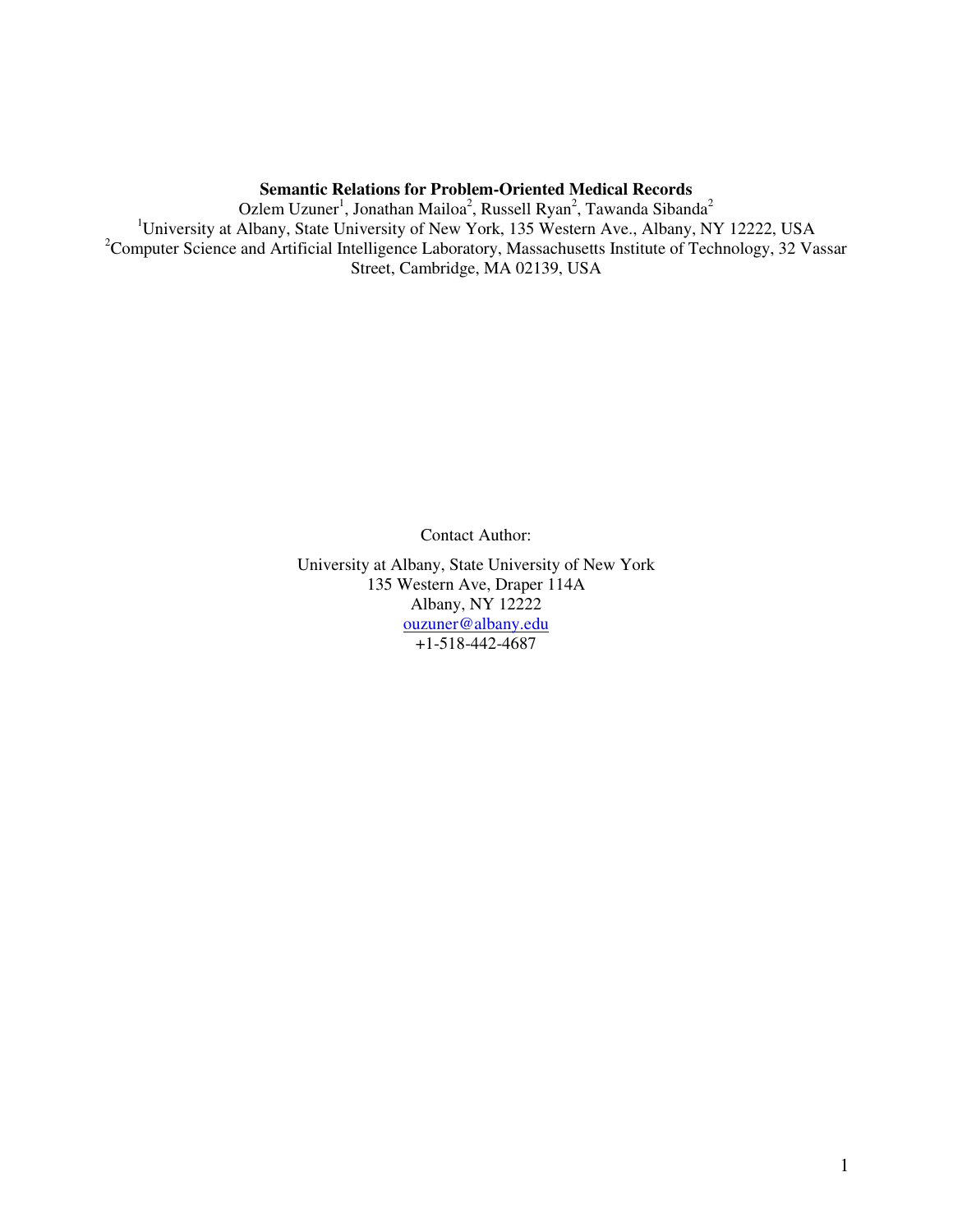**Semantic Relations for Problem-Oriented Medical Records**

Ozlem Uzuner[1], Jonathan Mailoa[2], Russell Ryan[2], Tawanda Sibanda[2]

[1]University at Albany, State University of New York, 135 Western Ave., Albany, NY 12222, USA

[2]Computer Science and Artificial Intelligence Laboratory, Massachusetts Institute of Technology, 32 Vassar Street, Cambridge, MA 02139, USA

Contact Author:

University at Albany, State University of New York
135 Western Ave, Draper 114A
Albany, NY 12222
ouzuner@albany.edu
+1-518-442-4687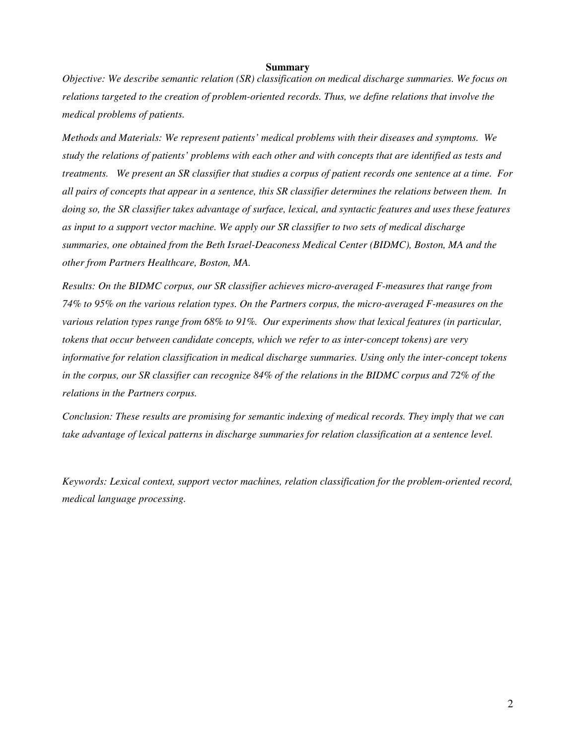## Summary

*Objective: We describe semantic relation (SR) classification on medical discharge summaries. We focus on relations targeted to the creation of problem-oriented records. Thus, we define relations that involve the medical problems of patients.*

*Methods and Materials: We represent patients' medical problems with their diseases and symptoms. We study the relations of patients' problems with each other and with concepts that are identified as tests and treatments. We present an SR classifier that studies a corpus of patient records one sentence at a time. For all pairs of concepts that appear in a sentence, this SR classifier determines the relations between them. In doing so, the SR classifier takes advantage of surface, lexical, and syntactic features and uses these features as input to a support vector machine. We apply our SR classifier to two sets of medical discharge summaries, one obtained from the Beth Israel-Deaconess Medical Center (BIDMC), Boston, MA and the other from Partners Healthcare, Boston, MA.*

*Results: On the BIDMC corpus, our SR classifier achieves micro-averaged F-measures that range from 74% to 95% on the various relation types. On the Partners corpus, the micro-averaged F-measures on the various relation types range from 68% to 91%. Our experiments show that lexical features (in particular, tokens that occur between candidate concepts, which we refer to as inter-concept tokens) are very informative for relation classification in medical discharge summaries. Using only the inter-concept tokens in the corpus, our SR classifier can recognize 84% of the relations in the BIDMC corpus and 72% of the relations in the Partners corpus.*

*Conclusion: These results are promising for semantic indexing of medical records. They imply that we can take advantage of lexical patterns in discharge summaries for relation classification at a sentence level.*

*Keywords: Lexical context, support vector machines, relation classification for the problem-oriented record, medical language processing.*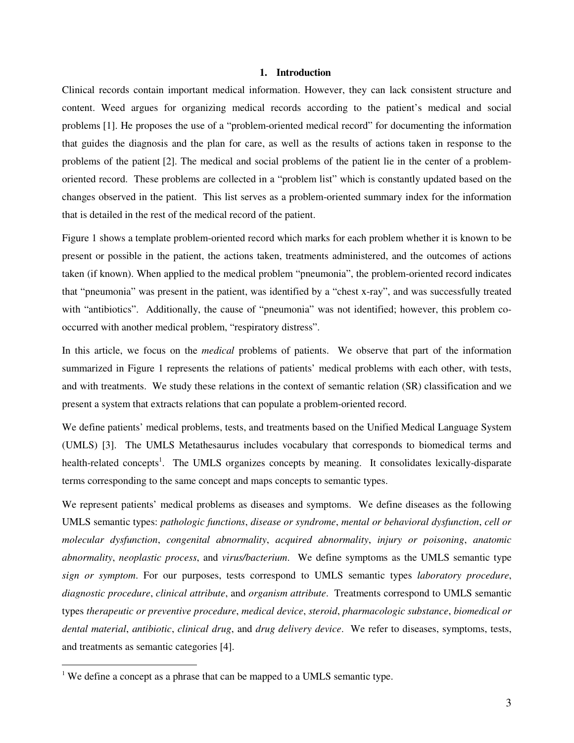## 1. Introduction

Clinical records contain important medical information. However, they can lack consistent structure and content. Weed argues for organizing medical records according to the patient's medical and social problems [1]. He proposes the use of a "problem-oriented medical record" for documenting the information that guides the diagnosis and the plan for care, as well as the results of actions taken in response to the problems of the patient [2]. The medical and social problems of the patient lie in the center of a problem-oriented record. These problems are collected in a "problem list" which is constantly updated based on the changes observed in the patient. This list serves as a problem-oriented summary index for the information that is detailed in the rest of the medical record of the patient.

Figure 1 shows a template problem-oriented record which marks for each problem whether it is known to be present or possible in the patient, the actions taken, treatments administered, and the outcomes of actions taken (if known). When applied to the medical problem "pneumonia", the problem-oriented record indicates that "pneumonia" was present in the patient, was identified by a "chest x-ray", and was successfully treated with "antibiotics". Additionally, the cause of "pneumonia" was not identified; however, this problem co-occurred with another medical problem, "respiratory distress".

In this article, we focus on the *medical* problems of patients. We observe that part of the information summarized in Figure 1 represents the relations of patients' medical problems with each other, with tests, and with treatments. We study these relations in the context of semantic relation (SR) classification and we present a system that extracts relations that can populate a problem-oriented record.

We define patients' medical problems, tests, and treatments based on the Unified Medical Language System (UMLS) [3]. The UMLS Metathesaurus includes vocabulary that corresponds to biomedical terms and health-related concepts[1]. The UMLS organizes concepts by meaning. It consolidates lexically-disparate terms corresponding to the same concept and maps concepts to semantic types.

We represent patients' medical problems as diseases and symptoms. We define diseases as the following UMLS semantic types: *pathologic functions*, *disease or syndrome*, *mental or behavioral dysfunction*, *cell or molecular dysfunction*, *congenital abnormality*, *acquired abnormality*, *injury or poisoning*, *anatomic abnormality*, *neoplastic process*, and *virus/bacterium*. We define symptoms as the UMLS semantic type *sign or symptom*. For our purposes, tests correspond to UMLS semantic types *laboratory procedure*, *diagnostic procedure*, *clinical attribute*, and *organism attribute*. Treatments correspond to UMLS semantic types *therapeutic or preventive procedure*, *medical device*, *steroid*, *pharmacologic substance*, *biomedical or dental material*, *antibiotic*, *clinical drug*, and *drug delivery device*. We refer to diseases, symptoms, tests, and treatments as semantic categories [4].

---

[1] We define a concept as a phrase that can be mapped to a UMLS semantic type.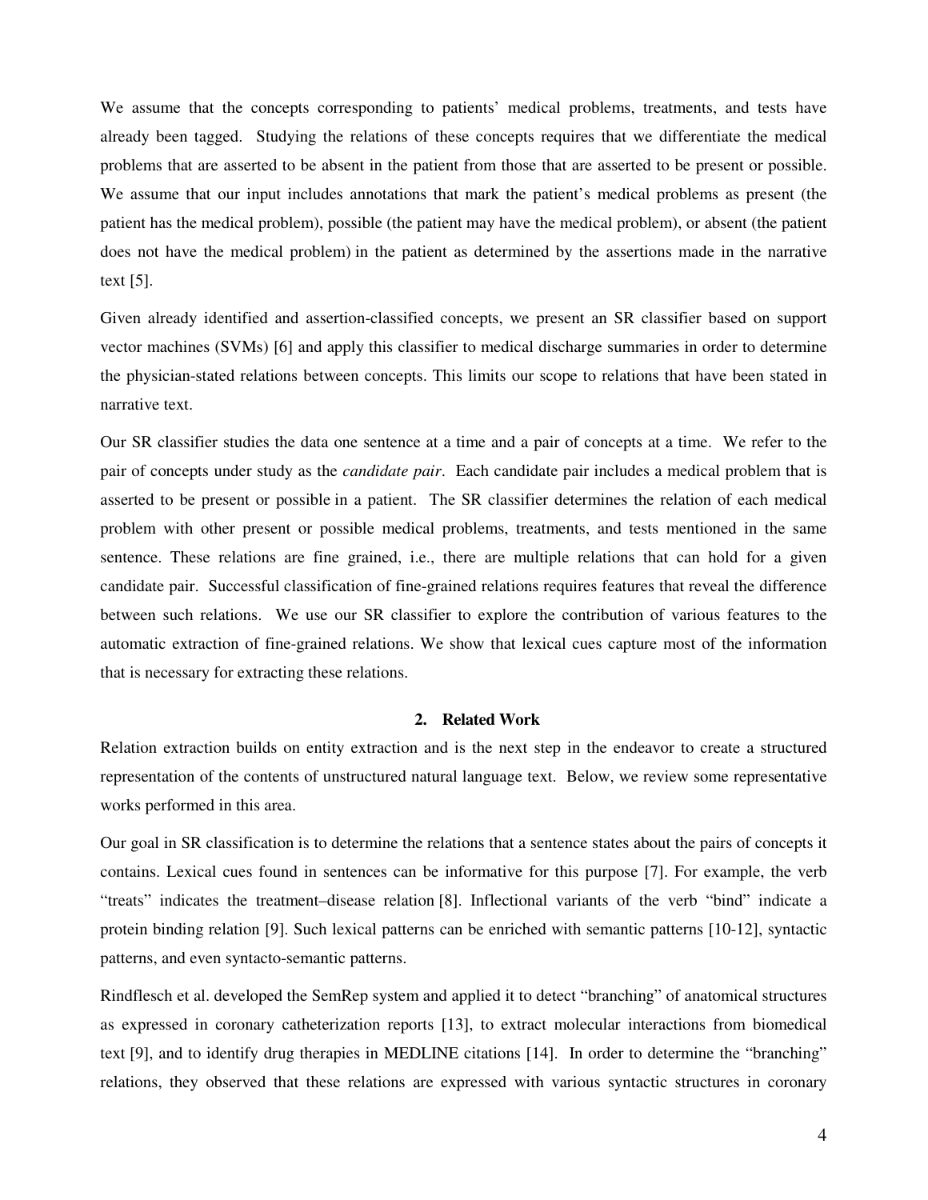We assume that the concepts corresponding to patients' medical problems, treatments, and tests have already been tagged. Studying the relations of these concepts requires that we differentiate the medical problems that are asserted to be absent in the patient from those that are asserted to be present or possible. We assume that our input includes annotations that mark the patient's medical problems as present (the patient has the medical problem), possible (the patient may have the medical problem), or absent (the patient does not have the medical problem) in the patient as determined by the assertions made in the narrative text [5].

Given already identified and assertion-classified concepts, we present an SR classifier based on support vector machines (SVMs) [6] and apply this classifier to medical discharge summaries in order to determine the physician-stated relations between concepts. This limits our scope to relations that have been stated in narrative text.

Our SR classifier studies the data one sentence at a time and a pair of concepts at a time. We refer to the pair of concepts under study as the *candidate pair*. Each candidate pair includes a medical problem that is asserted to be present or possible in a patient. The SR classifier determines the relation of each medical problem with other present or possible medical problems, treatments, and tests mentioned in the same sentence. These relations are fine grained, i.e., there are multiple relations that can hold for a given candidate pair. Successful classification of fine-grained relations requires features that reveal the difference between such relations. We use our SR classifier to explore the contribution of various features to the automatic extraction of fine-grained relations. We show that lexical cues capture most of the information that is necessary for extracting these relations.

## 2. Related Work

Relation extraction builds on entity extraction and is the next step in the endeavor to create a structured representation of the contents of unstructured natural language text. Below, we review some representative works performed in this area.

Our goal in SR classification is to determine the relations that a sentence states about the pairs of concepts it contains. Lexical cues found in sentences can be informative for this purpose [7]. For example, the verb "treats" indicates the treatment–disease relation [8]. Inflectional variants of the verb "bind" indicate a protein binding relation [9]. Such lexical patterns can be enriched with semantic patterns [10-12], syntactic patterns, and even syntacto-semantic patterns.

Rindflesch et al. developed the SemRep system and applied it to detect "branching" of anatomical structures as expressed in coronary catheterization reports [13], to extract molecular interactions from biomedical text [9], and to identify drug therapies in MEDLINE citations [14]. In order to determine the "branching" relations, they observed that these relations are expressed with various syntactic structures in coronary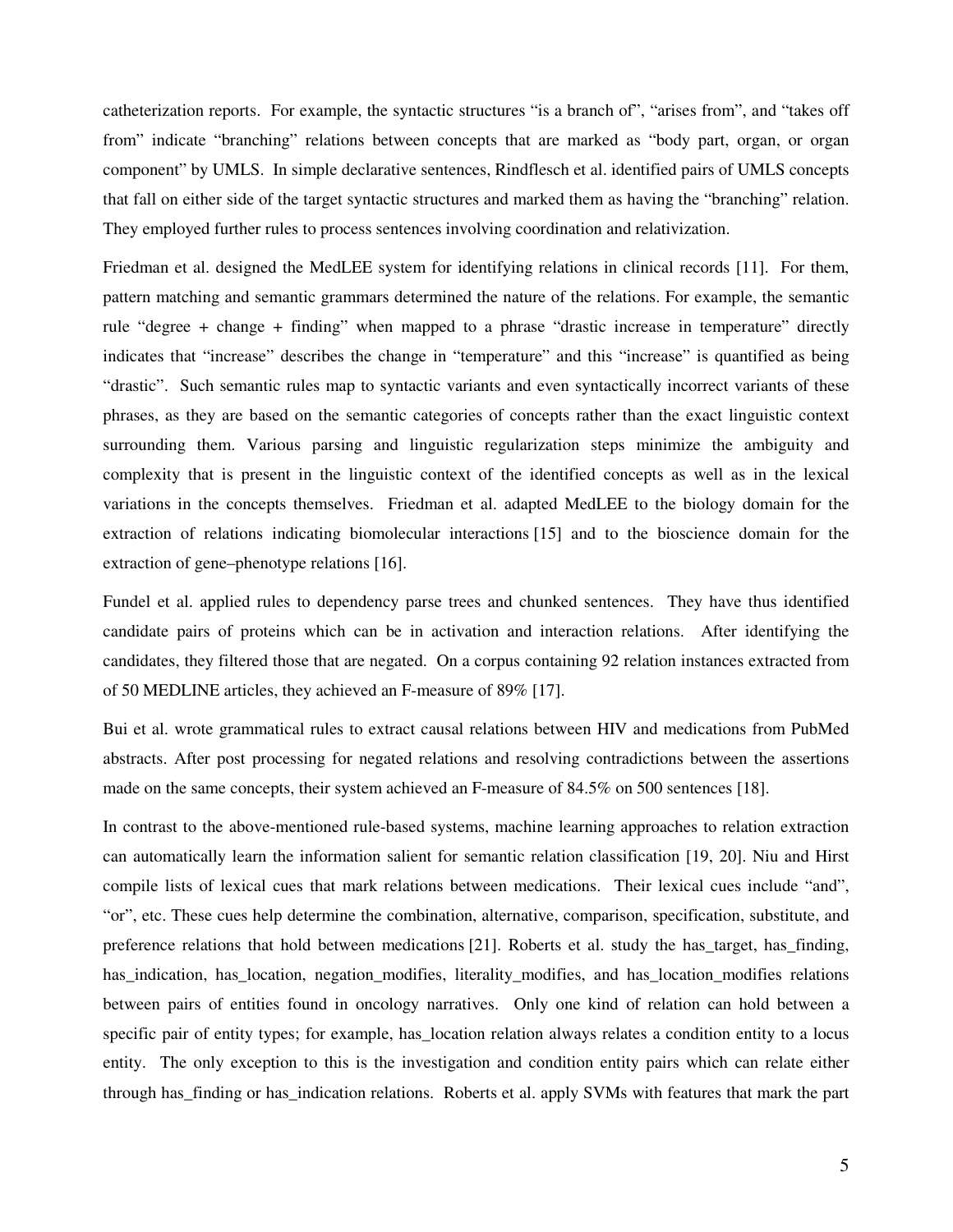catheterization reports. For example, the syntactic structures "is a branch of", "arises from", and "takes off from" indicate "branching" relations between concepts that are marked as "body part, organ, or organ component" by UMLS. In simple declarative sentences, Rindflesch et al. identified pairs of UMLS concepts that fall on either side of the target syntactic structures and marked them as having the "branching" relation. They employed further rules to process sentences involving coordination and relativization.

Friedman et al. designed the MedLEE system for identifying relations in clinical records [11]. For them, pattern matching and semantic grammars determined the nature of the relations. For example, the semantic rule "degree + change + finding" when mapped to a phrase "drastic increase in temperature" directly indicates that "increase" describes the change in "temperature" and this "increase" is quantified as being "drastic". Such semantic rules map to syntactic variants and even syntactically incorrect variants of these phrases, as they are based on the semantic categories of concepts rather than the exact linguistic context surrounding them. Various parsing and linguistic regularization steps minimize the ambiguity and complexity that is present in the linguistic context of the identified concepts as well as in the lexical variations in the concepts themselves. Friedman et al. adapted MedLEE to the biology domain for the extraction of relations indicating biomolecular interactions [15] and to the bioscience domain for the extraction of gene–phenotype relations [16].

Fundel et al. applied rules to dependency parse trees and chunked sentences. They have thus identified candidate pairs of proteins which can be in activation and interaction relations. After identifying the candidates, they filtered those that are negated. On a corpus containing 92 relation instances extracted from of 50 MEDLINE articles, they achieved an F-measure of 89% [17].

Bui et al. wrote grammatical rules to extract causal relations between HIV and medications from PubMed abstracts. After post processing for negated relations and resolving contradictions between the assertions made on the same concepts, their system achieved an F-measure of 84.5% on 500 sentences [18].

In contrast to the above-mentioned rule-based systems, machine learning approaches to relation extraction can automatically learn the information salient for semantic relation classification [19, 20]. Niu and Hirst compile lists of lexical cues that mark relations between medications. Their lexical cues include "and", "or", etc. These cues help determine the combination, alternative, comparison, specification, substitute, and preference relations that hold between medications [21]. Roberts et al. study the has_target, has_finding, has_indication, has_location, negation_modifies, literality_modifies, and has_location_modifies relations between pairs of entities found in oncology narratives. Only one kind of relation can hold between a specific pair of entity types; for example, has_location relation always relates a condition entity to a locus entity. The only exception to this is the investigation and condition entity pairs which can relate either through has_finding or has_indication relations. Roberts et al. apply SVMs with features that mark the part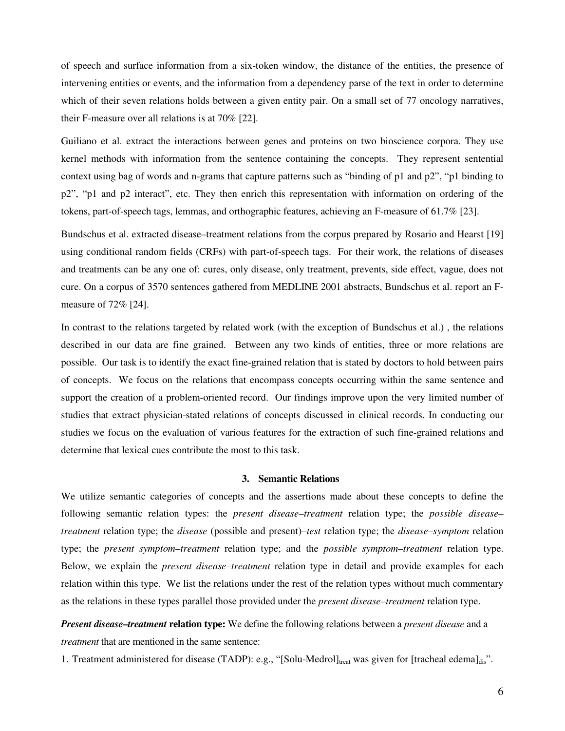of speech and surface information from a six-token window, the distance of the entities, the presence of intervening entities or events, and the information from a dependency parse of the text in order to determine which of their seven relations holds between a given entity pair. On a small set of 77 oncology narratives, their F-measure over all relations is at 70% [22].

Guiliano et al. extract the interactions between genes and proteins on two bioscience corpora. They use kernel methods with information from the sentence containing the concepts. They represent sentential context using bag of words and n-grams that capture patterns such as "binding of p1 and p2", "p1 binding to p2", "p1 and p2 interact", etc. They then enrich this representation with information on ordering of the tokens, part-of-speech tags, lemmas, and orthographic features, achieving an F-measure of 61.7% [23].

Bundschus et al. extracted disease–treatment relations from the corpus prepared by Rosario and Hearst [19] using conditional random fields (CRFs) with part-of-speech tags. For their work, the relations of diseases and treatments can be any one of: cures, only disease, only treatment, prevents, side effect, vague, does not cure. On a corpus of 3570 sentences gathered from MEDLINE 2001 abstracts, Bundschus et al. report an F-measure of 72% [24].

In contrast to the relations targeted by related work (with the exception of Bundschus et al.) , the relations described in our data are fine grained. Between any two kinds of entities, three or more relations are possible. Our task is to identify the exact fine-grained relation that is stated by doctors to hold between pairs of concepts. We focus on the relations that encompass concepts occurring within the same sentence and support the creation of a problem-oriented record. Our findings improve upon the very limited number of studies that extract physician-stated relations of concepts discussed in clinical records. In conducting our studies we focus on the evaluation of various features for the extraction of such fine-grained relations and determine that lexical cues contribute the most to this task.

## 3. Semantic Relations

We utilize semantic categories of concepts and the assertions made about these concepts to define the following semantic relation types: the *present disease–treatment* relation type; the *possible disease–treatment* relation type; the *disease* (possible and present)*–test* relation type; the *disease–symptom* relation type; the *present symptom–treatment* relation type; and the *possible symptom–treatment* relation type. Below, we explain the *present disease–treatment* relation type in detail and provide examples for each relation within this type. We list the relations under the rest of the relation types without much commentary as the relations in these types parallel those provided under the *present disease–treatment* relation type.

***Present disease–treatment*** **relation type:** We define the following relations between a *present disease* and a *treatment* that are mentioned in the same sentence:

1. Treatment administered for disease (TADP): e.g., "[Solu-Medrol]$_{treat}$ was given for [tracheal edema]$_{dis}$".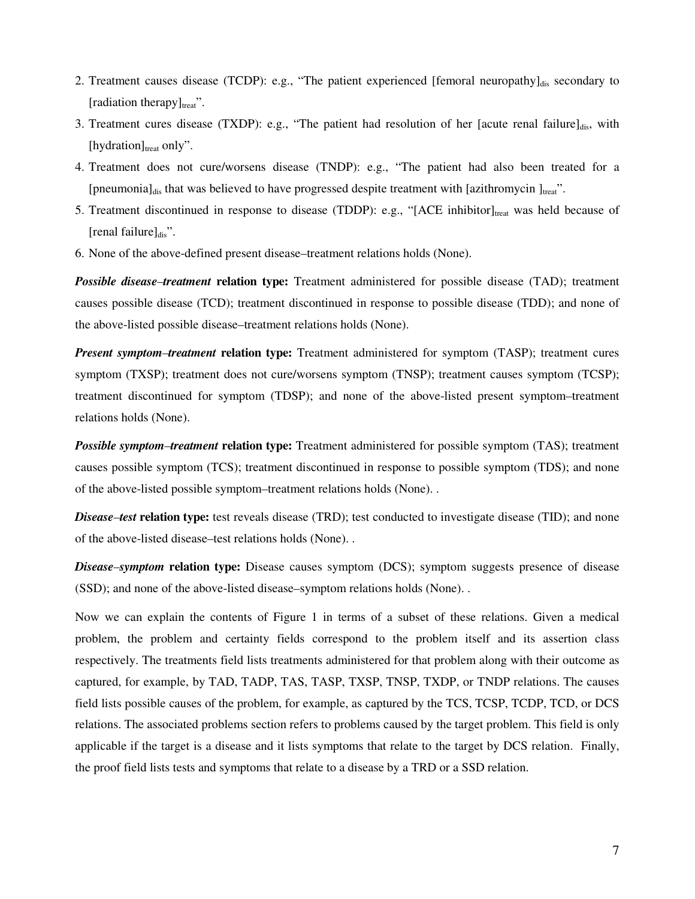2. Treatment causes disease (TCDP): e.g., "The patient experienced [femoral neuropathy]$_{dis}$ secondary to [radiation therapy]$_{treat}$".
3. Treatment cures disease (TXDP): e.g., "The patient had resolution of her [acute renal failure]$_{dis}$, with [hydration]$_{treat}$ only".
4. Treatment does not cure/worsens disease (TNDP): e.g., "The patient had also been treated for a [pneumonia]$_{dis}$ that was believed to have progressed despite treatment with [azithromycin ]$_{treat}$".
5. Treatment discontinued in response to disease (TDDP): e.g., "[ACE inhibitor]$_{treat}$ was held because of [renal failure]$_{dis}$".
6. None of the above-defined present disease–treatment relations holds (None).

***Possible disease–treatment*** **relation type:** Treatment administered for possible disease (TAD); treatment causes possible disease (TCD); treatment discontinued in response to possible disease (TDD); and none of the above-listed possible disease–treatment relations holds (None).

***Present symptom–treatment*** **relation type:** Treatment administered for symptom (TASP); treatment cures symptom (TXSP); treatment does not cure/worsens symptom (TNSP); treatment causes symptom (TCSP); treatment discontinued for symptom (TDSP); and none of the above-listed present symptom–treatment relations holds (None).

***Possible symptom–treatment*** **relation type:** Treatment administered for possible symptom (TAS); treatment causes possible symptom (TCS); treatment discontinued in response to possible symptom (TDS); and none of the above-listed possible symptom–treatment relations holds (None). .

***Disease–test*** **relation type:** test reveals disease (TRD); test conducted to investigate disease (TID); and none of the above-listed disease–test relations holds (None). .

***Disease–symptom*** **relation type:** Disease causes symptom (DCS); symptom suggests presence of disease (SSD); and none of the above-listed disease–symptom relations holds (None). .

Now we can explain the contents of Figure 1 in terms of a subset of these relations. Given a medical problem, the problem and certainty fields correspond to the problem itself and its assertion class respectively. The treatments field lists treatments administered for that problem along with their outcome as captured, for example, by TAD, TADP, TAS, TASP, TXSP, TNSP, TXDP, or TNDP relations. The causes field lists possible causes of the problem, for example, as captured by the TCS, TCSP, TCDP, TCD, or DCS relations. The associated problems section refers to problems caused by the target problem. This field is only applicable if the target is a disease and it lists symptoms that relate to the target by DCS relation. Finally, the proof field lists tests and symptoms that relate to a disease by a TRD or a SSD relation.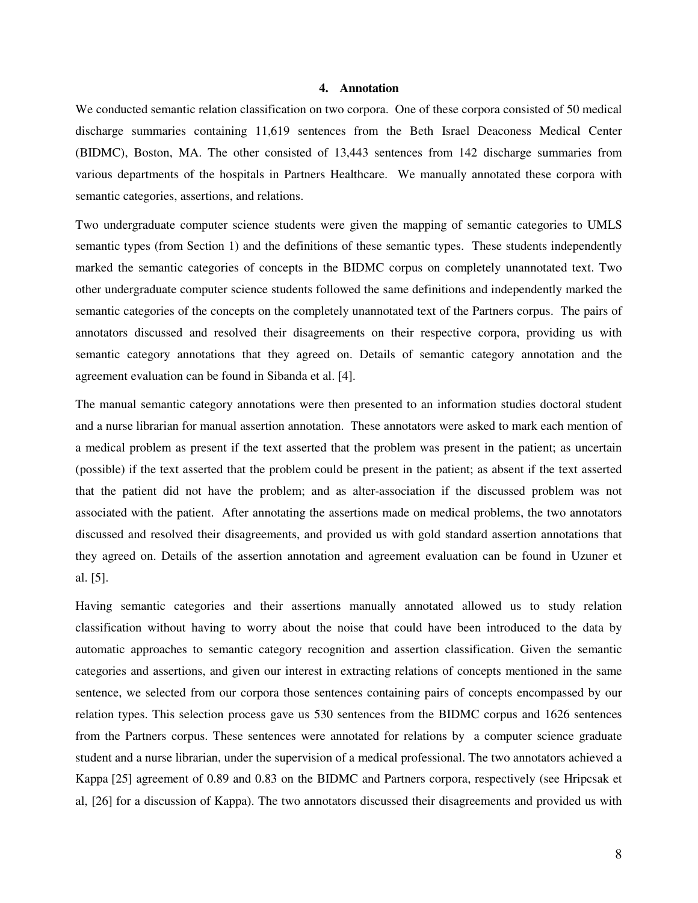## 4. Annotation

We conducted semantic relation classification on two corpora. One of these corpora consisted of 50 medical discharge summaries containing 11,619 sentences from the Beth Israel Deaconess Medical Center (BIDMC), Boston, MA. The other consisted of 13,443 sentences from 142 discharge summaries from various departments of the hospitals in Partners Healthcare. We manually annotated these corpora with semantic categories, assertions, and relations.

Two undergraduate computer science students were given the mapping of semantic categories to UMLS semantic types (from Section 1) and the definitions of these semantic types. These students independently marked the semantic categories of concepts in the BIDMC corpus on completely unannotated text. Two other undergraduate computer science students followed the same definitions and independently marked the semantic categories of the concepts on the completely unannotated text of the Partners corpus. The pairs of annotators discussed and resolved their disagreements on their respective corpora, providing us with semantic category annotations that they agreed on. Details of semantic category annotation and the agreement evaluation can be found in Sibanda et al. [4].

The manual semantic category annotations were then presented to an information studies doctoral student and a nurse librarian for manual assertion annotation. These annotators were asked to mark each mention of a medical problem as present if the text asserted that the problem was present in the patient; as uncertain (possible) if the text asserted that the problem could be present in the patient; as absent if the text asserted that the patient did not have the problem; and as alter-association if the discussed problem was not associated with the patient. After annotating the assertions made on medical problems, the two annotators discussed and resolved their disagreements, and provided us with gold standard assertion annotations that they agreed on. Details of the assertion annotation and agreement evaluation can be found in Uzuner et al. [5].

Having semantic categories and their assertions manually annotated allowed us to study relation classification without having to worry about the noise that could have been introduced to the data by automatic approaches to semantic category recognition and assertion classification. Given the semantic categories and assertions, and given our interest in extracting relations of concepts mentioned in the same sentence, we selected from our corpora those sentences containing pairs of concepts encompassed by our relation types. This selection process gave us 530 sentences from the BIDMC corpus and 1626 sentences from the Partners corpus. These sentences were annotated for relations by a computer science graduate student and a nurse librarian, under the supervision of a medical professional. The two annotators achieved a Kappa [25] agreement of 0.89 and 0.83 on the BIDMC and Partners corpora, respectively (see Hripcsak et al, [26] for a discussion of Kappa). The two annotators discussed their disagreements and provided us with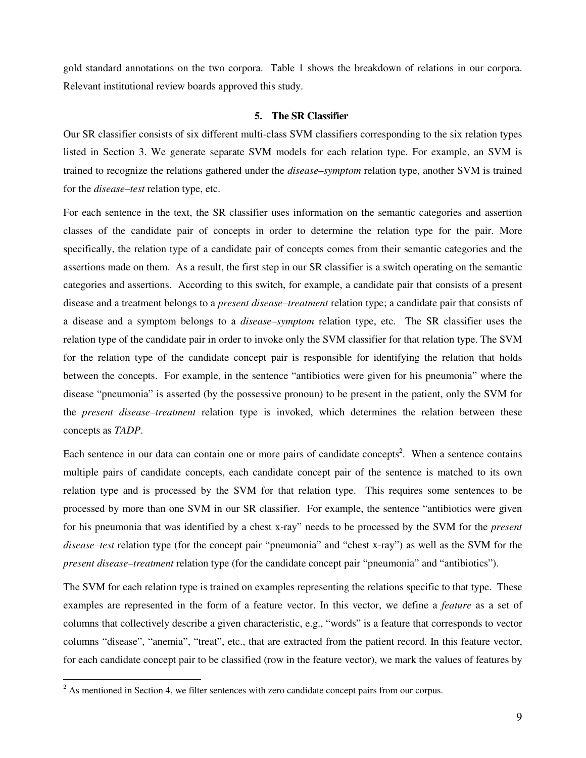gold standard annotations on the two corpora. Table 1 shows the breakdown of relations in our corpora. Relevant institutional review boards approved this study.

## 5. The SR Classifier

Our SR classifier consists of six different multi-class SVM classifiers corresponding to the six relation types listed in Section 3. We generate separate SVM models for each relation type. For example, an SVM is trained to recognize the relations gathered under the *disease–symptom* relation type, another SVM is trained for the *disease–test* relation type, etc.

For each sentence in the text, the SR classifier uses information on the semantic categories and assertion classes of the candidate pair of concepts in order to determine the relation type for the pair. More specifically, the relation type of a candidate pair of concepts comes from their semantic categories and the assertions made on them. As a result, the first step in our SR classifier is a switch operating on the semantic categories and assertions. According to this switch, for example, a candidate pair that consists of a present disease and a treatment belongs to a *present disease–treatment* relation type; a candidate pair that consists of a disease and a symptom belongs to a *disease–symptom* relation type, etc. The SR classifier uses the relation type of the candidate pair in order to invoke only the SVM classifier for that relation type. The SVM for the relation type of the candidate concept pair is responsible for identifying the relation that holds between the concepts. For example, in the sentence "antibiotics were given for his pneumonia" where the disease "pneumonia" is asserted (by the possessive pronoun) to be present in the patient, only the SVM for the *present disease–treatment* relation type is invoked, which determines the relation between these concepts as *TADP*.

Each sentence in our data can contain one or more pairs of candidate concepts[2]. When a sentence contains multiple pairs of candidate concepts, each candidate concept pair of the sentence is matched to its own relation type and is processed by the SVM for that relation type. This requires some sentences to be processed by more than one SVM in our SR classifier. For example, the sentence "antibiotics were given for his pneumonia that was identified by a chest x-ray" needs to be processed by the SVM for the *present disease–test* relation type (for the concept pair "pneumonia" and "chest x-ray") as well as the SVM for the *present disease–treatment* relation type (for the candidate concept pair "pneumonia" and "antibiotics").

The SVM for each relation type is trained on examples representing the relations specific to that type. These examples are represented in the form of a feature vector. In this vector, we define a *feature* as a set of columns that collectively describe a given characteristic, e.g., "words" is a feature that corresponds to vector columns "disease", "anemia", "treat", etc., that are extracted from the patient record. In this feature vector, for each candidate concept pair to be classified (row in the feature vector), we mark the values of features by

[2] As mentioned in Section 4, we filter sentences with zero candidate concept pairs from our corpus.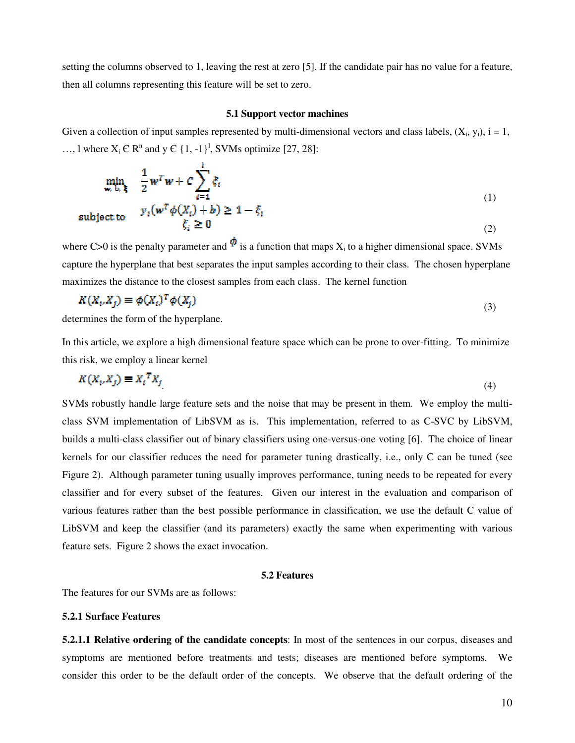setting the columns observed to 1, leaving the rest at zero [5]. If the candidate pair has no value for a feature, then all columns representing this feature will be set to zero.

### 5.1 Support vector machines

Given a collection of input samples represented by multi-dimensional vectors and class labels, $(X_i, y_i)$, $i = 1, \ldots, l$ where $X_i \in R^n$ and $y \in \{1, -1\}^l$, SVMs optimize [27, 28]:

$$\min_{w,\, b,\, \xi} \quad \frac{1}{2} w^T w + C \sum_{i=1}^{l} \xi_i \tag{1}$$

$$\text{subject to} \quad y_i(w^T \phi(X_i) + b) \geq 1 - \xi_i, \quad \xi_i \geq 0 \tag{2}$$

where $C>0$ is the penalty parameter and $\phi$ is a function that maps $X_i$ to a higher dimensional space. SVMs capture the hyperplane that best separates the input samples according to their class. The chosen hyperplane maximizes the distance to the closest samples from each class. The kernel function

$$K(X_i, X_j) \equiv \phi(X_i)^T \phi(X_j) \tag{3}$$

determines the form of the hyperplane.

In this article, we explore a high dimensional feature space which can be prone to over-fitting. To minimize this risk, we employ a linear kernel

$$K(X_i, X_j) \equiv X_i^T X_j \tag{4}$$

SVMs robustly handle large feature sets and the noise that may be present in them. We employ the multi-class SVM implementation of LibSVM as is. This implementation, referred to as C-SVC by LibSVM, builds a multi-class classifier out of binary classifiers using one-versus-one voting [6]. The choice of linear kernels for our classifier reduces the need for parameter tuning drastically, i.e., only C can be tuned (see Figure 2). Although parameter tuning usually improves performance, tuning needs to be repeated for every classifier and for every subset of the features. Given our interest in the evaluation and comparison of various features rather than the best possible performance in classification, we use the default C value of LibSVM and keep the classifier (and its parameters) exactly the same when experimenting with various feature sets. Figure 2 shows the exact invocation.

### 5.2 Features

The features for our SVMs are as follows:

#### 5.2.1 Surface Features

**5.2.1.1 Relative ordering of the candidate concepts**: In most of the sentences in our corpus, diseases and symptoms are mentioned before treatments and tests; diseases are mentioned before symptoms. We consider this order to be the default order of the concepts. We observe that the default ordering of the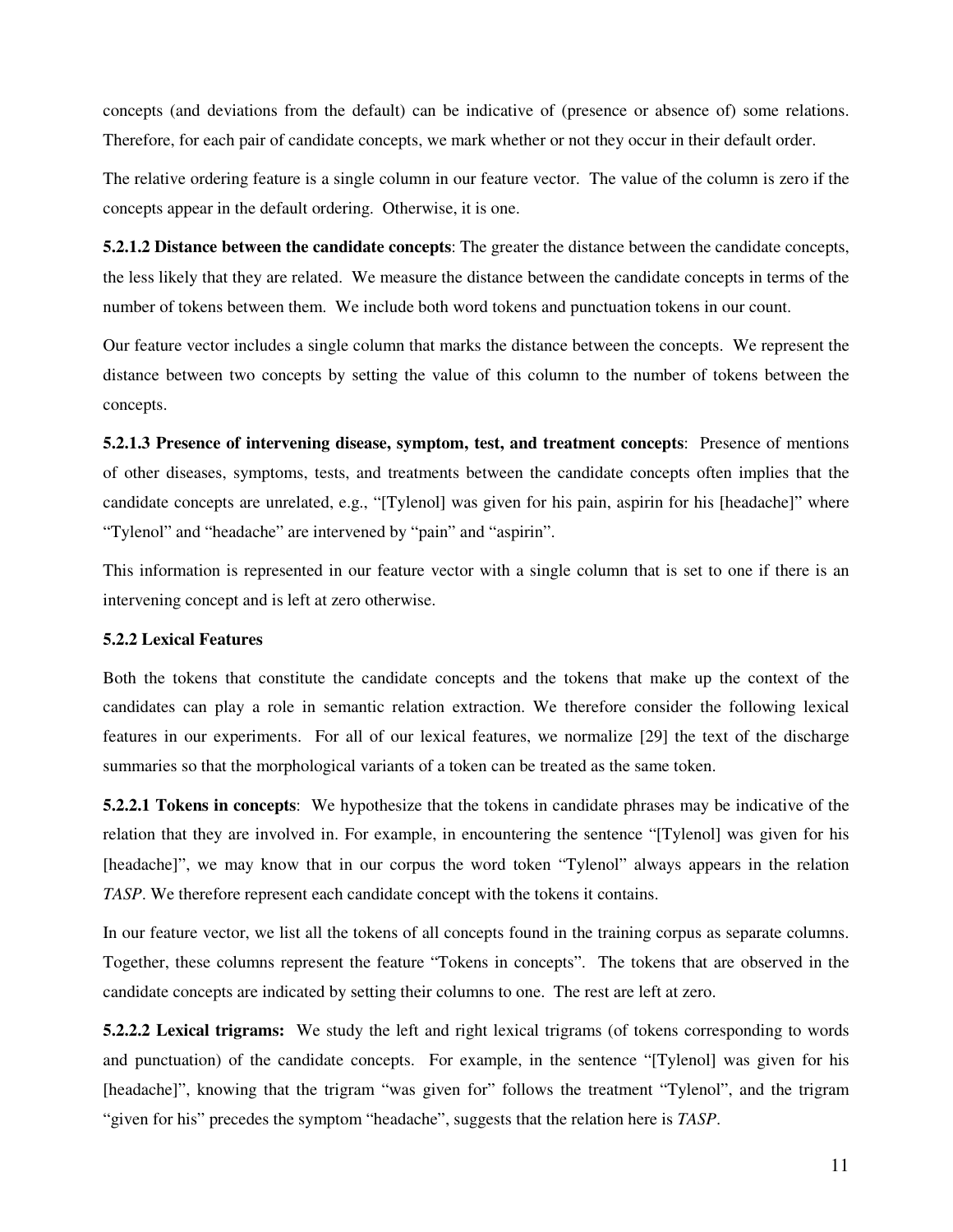concepts (and deviations from the default) can be indicative of (presence or absence of) some relations. Therefore, for each pair of candidate concepts, we mark whether or not they occur in their default order.

The relative ordering feature is a single column in our feature vector. The value of the column is zero if the concepts appear in the default ordering. Otherwise, it is one.

**5.2.1.2 Distance between the candidate concepts**: The greater the distance between the candidate concepts, the less likely that they are related. We measure the distance between the candidate concepts in terms of the number of tokens between them. We include both word tokens and punctuation tokens in our count.

Our feature vector includes a single column that marks the distance between the concepts. We represent the distance between two concepts by setting the value of this column to the number of tokens between the concepts.

**5.2.1.3 Presence of intervening disease, symptom, test, and treatment concepts**: Presence of mentions of other diseases, symptoms, tests, and treatments between the candidate concepts often implies that the candidate concepts are unrelated, e.g., "[Tylenol] was given for his pain, aspirin for his [headache]" where "Tylenol" and "headache" are intervened by "pain" and "aspirin".

This information is represented in our feature vector with a single column that is set to one if there is an intervening concept and is left at zero otherwise.

### 5.2.2 Lexical Features

Both the tokens that constitute the candidate concepts and the tokens that make up the context of the candidates can play a role in semantic relation extraction. We therefore consider the following lexical features in our experiments. For all of our lexical features, we normalize [29] the text of the discharge summaries so that the morphological variants of a token can be treated as the same token.

**5.2.2.1 Tokens in concepts**: We hypothesize that the tokens in candidate phrases may be indicative of the relation that they are involved in. For example, in encountering the sentence "[Tylenol] was given for his [headache]", we may know that in our corpus the word token "Tylenol" always appears in the relation *TASP*. We therefore represent each candidate concept with the tokens it contains.

In our feature vector, we list all the tokens of all concepts found in the training corpus as separate columns. Together, these columns represent the feature "Tokens in concepts". The tokens that are observed in the candidate concepts are indicated by setting their columns to one. The rest are left at zero.

**5.2.2.2 Lexical trigrams:** We study the left and right lexical trigrams (of tokens corresponding to words and punctuation) of the candidate concepts. For example, in the sentence "[Tylenol] was given for his [headache]", knowing that the trigram "was given for" follows the treatment "Tylenol", and the trigram "given for his" precedes the symptom "headache", suggests that the relation here is *TASP*.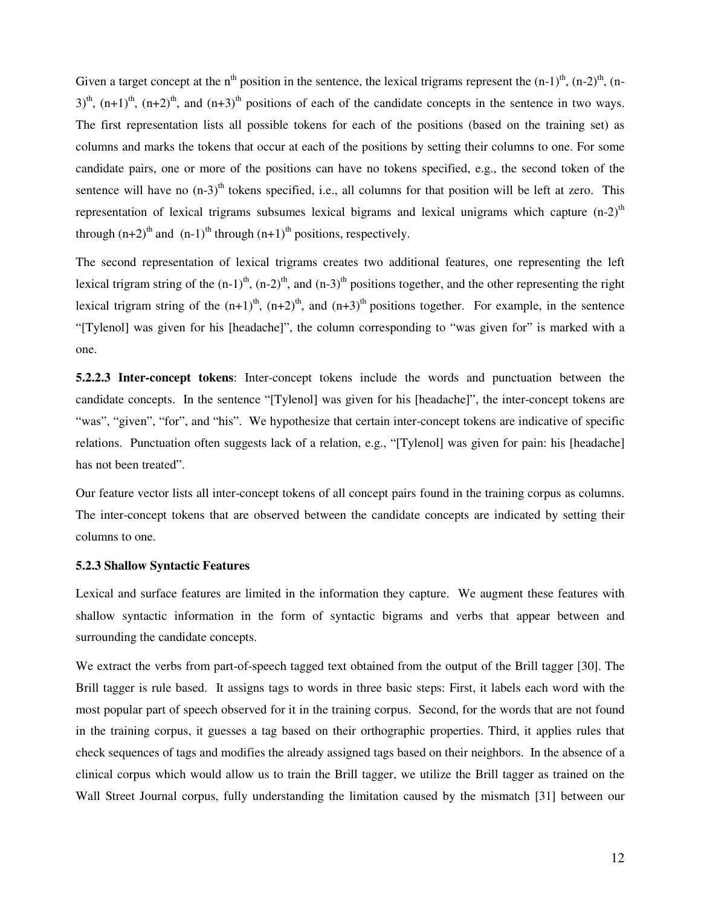Given a target concept at the $n^{th}$ position in the sentence, the lexical trigrams represent the $(n-1)^{th}$, $(n-2)^{th}$, $(n-3)^{th}$, $(n+1)^{th}$, $(n+2)^{th}$, and $(n+3)^{th}$ positions of each of the candidate concepts in the sentence in two ways. The first representation lists all possible tokens for each of the positions (based on the training set) as columns and marks the tokens that occur at each of the positions by setting their columns to one. For some candidate pairs, one or more of the positions can have no tokens specified, e.g., the second token of the sentence will have no $(n-3)^{th}$ tokens specified, i.e., all columns for that position will be left at zero. This representation of lexical trigrams subsumes lexical bigrams and lexical unigrams which capture $(n-2)^{th}$ through $(n+2)^{th}$ and $(n-1)^{th}$ through $(n+1)^{th}$ positions, respectively.

The second representation of lexical trigrams creates two additional features, one representing the left lexical trigram string of the $(n-1)^{th}$, $(n-2)^{th}$, and $(n-3)^{th}$ positions together, and the other representing the right lexical trigram string of the $(n+1)^{th}$, $(n+2)^{th}$, and $(n+3)^{th}$ positions together. For example, in the sentence "[Tylenol] was given for his [headache]", the column corresponding to "was given for" is marked with a one.

**5.2.2.3 Inter-concept tokens**: Inter-concept tokens include the words and punctuation between the candidate concepts. In the sentence "[Tylenol] was given for his [headache]", the inter-concept tokens are "was", "given", "for", and "his". We hypothesize that certain inter-concept tokens are indicative of specific relations. Punctuation often suggests lack of a relation, e.g., "[Tylenol] was given for pain: his [headache] has not been treated".

Our feature vector lists all inter-concept tokens of all concept pairs found in the training corpus as columns. The inter-concept tokens that are observed between the candidate concepts are indicated by setting their columns to one.

### 5.2.3 Shallow Syntactic Features

Lexical and surface features are limited in the information they capture. We augment these features with shallow syntactic information in the form of syntactic bigrams and verbs that appear between and surrounding the candidate concepts.

We extract the verbs from part-of-speech tagged text obtained from the output of the Brill tagger [30]. The Brill tagger is rule based. It assigns tags to words in three basic steps: First, it labels each word with the most popular part of speech observed for it in the training corpus. Second, for the words that are not found in the training corpus, it guesses a tag based on their orthographic properties. Third, it applies rules that check sequences of tags and modifies the already assigned tags based on their neighbors. In the absence of a clinical corpus which would allow us to train the Brill tagger, we utilize the Brill tagger as trained on the Wall Street Journal corpus, fully understanding the limitation caused by the mismatch [31] between our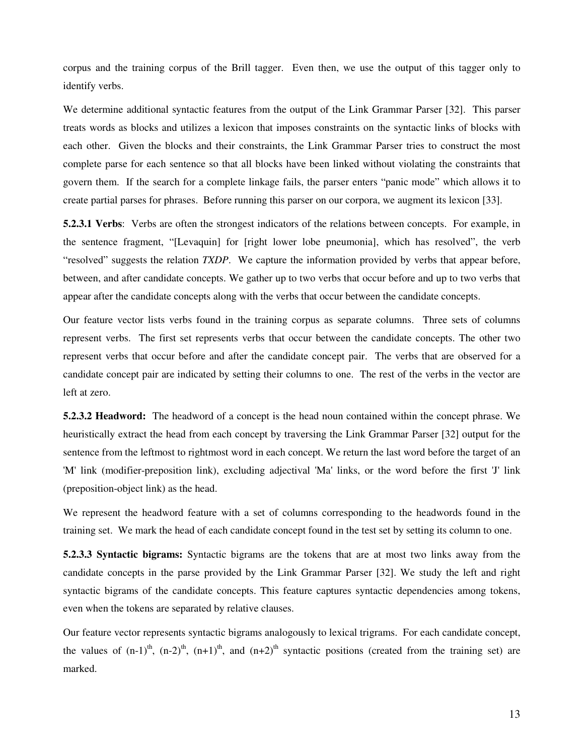corpus and the training corpus of the Brill tagger. Even then, we use the output of this tagger only to identify verbs.

We determine additional syntactic features from the output of the Link Grammar Parser [32]. This parser treats words as blocks and utilizes a lexicon that imposes constraints on the syntactic links of blocks with each other. Given the blocks and their constraints, the Link Grammar Parser tries to construct the most complete parse for each sentence so that all blocks have been linked without violating the constraints that govern them. If the search for a complete linkage fails, the parser enters "panic mode" which allows it to create partial parses for phrases. Before running this parser on our corpora, we augment its lexicon [33].

**5.2.3.1 Verbs**: Verbs are often the strongest indicators of the relations between concepts. For example, in the sentence fragment, "[Levaquin] for [right lower lobe pneumonia], which has resolved", the verb "resolved" suggests the relation *TXDP*. We capture the information provided by verbs that appear before, between, and after candidate concepts. We gather up to two verbs that occur before and up to two verbs that appear after the candidate concepts along with the verbs that occur between the candidate concepts.

Our feature vector lists verbs found in the training corpus as separate columns. Three sets of columns represent verbs. The first set represents verbs that occur between the candidate concepts. The other two represent verbs that occur before and after the candidate concept pair. The verbs that are observed for a candidate concept pair are indicated by setting their columns to one. The rest of the verbs in the vector are left at zero.

**5.2.3.2 Headword:** The headword of a concept is the head noun contained within the concept phrase. We heuristically extract the head from each concept by traversing the Link Grammar Parser [32] output for the sentence from the leftmost to rightmost word in each concept. We return the last word before the target of an 'M' link (modifier-preposition link), excluding adjectival 'Ma' links, or the word before the first 'J' link (preposition-object link) as the head.

We represent the headword feature with a set of columns corresponding to the headwords found in the training set. We mark the head of each candidate concept found in the test set by setting its column to one.

**5.2.3.3 Syntactic bigrams:** Syntactic bigrams are the tokens that are at most two links away from the candidate concepts in the parse provided by the Link Grammar Parser [32]. We study the left and right syntactic bigrams of the candidate concepts. This feature captures syntactic dependencies among tokens, even when the tokens are separated by relative clauses.

Our feature vector represents syntactic bigrams analogously to lexical trigrams. For each candidate concept, the values of $(n-1)^{th}$, $(n-2)^{th}$, $(n+1)^{th}$, and $(n+2)^{th}$ syntactic positions (created from the training set) are marked.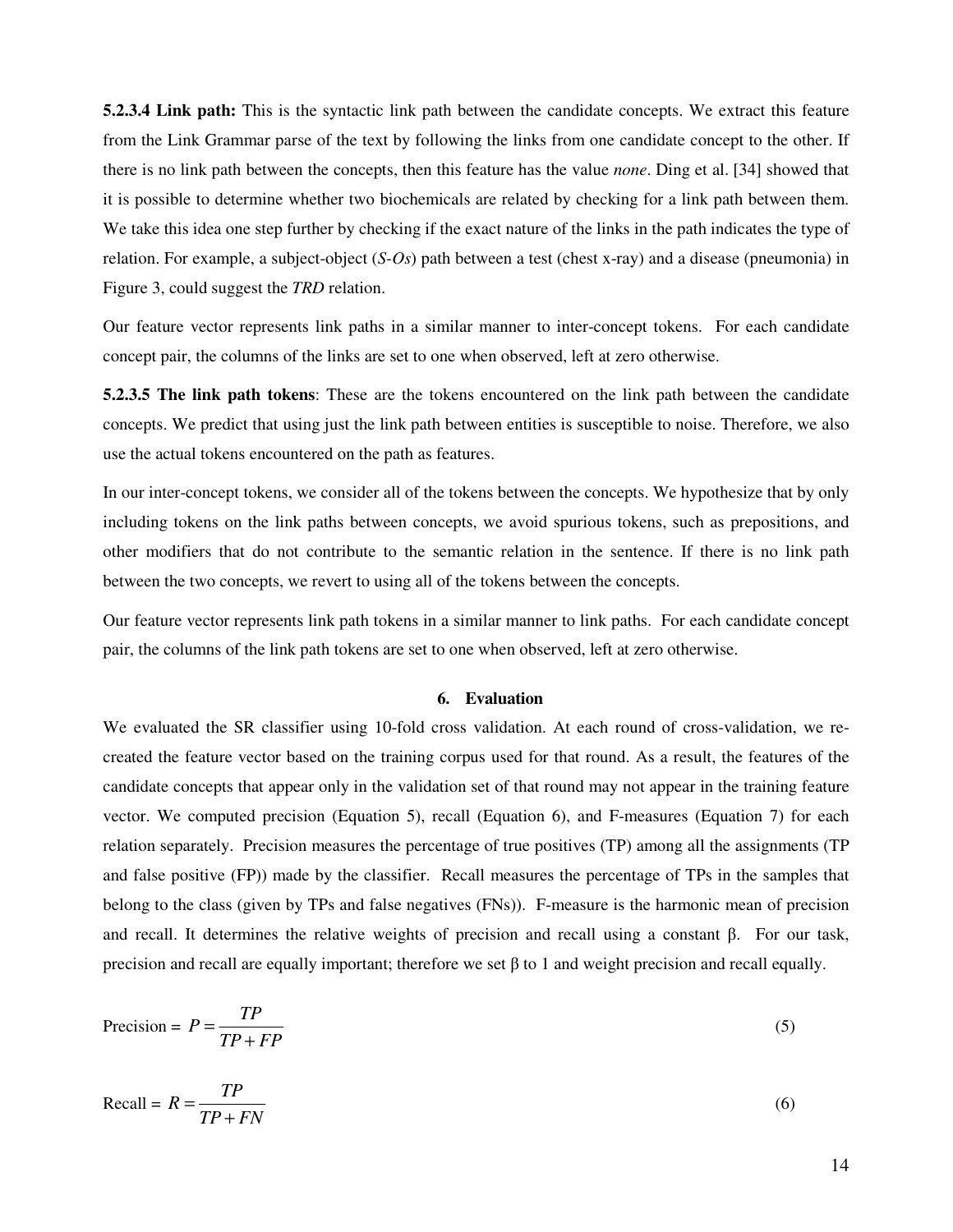**5.2.3.4 Link path:** This is the syntactic link path between the candidate concepts. We extract this feature from the Link Grammar parse of the text by following the links from one candidate concept to the other. If there is no link path between the concepts, then this feature has the value *none*. Ding et al. [34] showed that it is possible to determine whether two biochemicals are related by checking for a link path between them. We take this idea one step further by checking if the exact nature of the links in the path indicates the type of relation. For example, a subject-object (*S-Os*) path between a test (chest x-ray) and a disease (pneumonia) in Figure 3, could suggest the *TRD* relation.

Our feature vector represents link paths in a similar manner to inter-concept tokens. For each candidate concept pair, the columns of the links are set to one when observed, left at zero otherwise.

**5.2.3.5 The link path tokens**: These are the tokens encountered on the link path between the candidate concepts. We predict that using just the link path between entities is susceptible to noise. Therefore, we also use the actual tokens encountered on the path as features.

In our inter-concept tokens, we consider all of the tokens between the concepts. We hypothesize that by only including tokens on the link paths between concepts, we avoid spurious tokens, such as prepositions, and other modifiers that do not contribute to the semantic relation in the sentence. If there is no link path between the two concepts, we revert to using all of the tokens between the concepts.

Our feature vector represents link path tokens in a similar manner to link paths. For each candidate concept pair, the columns of the link path tokens are set to one when observed, left at zero otherwise.

## 6. Evaluation

We evaluated the SR classifier using 10-fold cross validation. At each round of cross-validation, we re-created the feature vector based on the training corpus used for that round. As a result, the features of the candidate concepts that appear only in the validation set of that round may not appear in the training feature vector. We computed precision (Equation 5), recall (Equation 6), and F-measures (Equation 7) for each relation separately. Precision measures the percentage of true positives (TP) among all the assignments (TP and false positive (FP)) made by the classifier. Recall measures the percentage of TPs in the samples that belong to the class (given by TPs and false negatives (FNs)). F-measure is the harmonic mean of precision and recall. It determines the relative weights of precision and recall using a constant β. For our task, precision and recall are equally important; therefore we set β to 1 and weight precision and recall equally.

$$\text{Precision} = P = \frac{TP}{TP + FP} \tag{5}$$

$$\text{Recall} = R = \frac{TP}{TP + FN} \tag{6}$$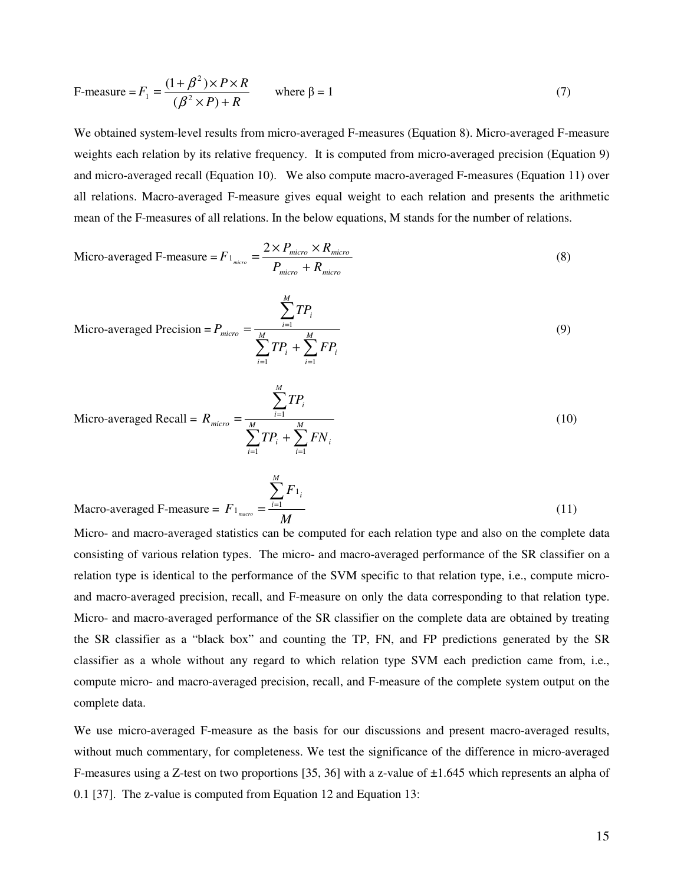$$\text{F-measure} = F_1 = \frac{(1+\beta^2)\times P\times R}{(\beta^2\times P)+R} \qquad \text{where } \beta = 1 \tag{7}$$

We obtained system-level results from micro-averaged F-measures (Equation 8). Micro-averaged F-measure weights each relation by its relative frequency. It is computed from micro-averaged precision (Equation 9) and micro-averaged recall (Equation 10). We also compute macro-averaged F-measures (Equation 11) over all relations. Macro-averaged F-measure gives equal weight to each relation and presents the arithmetic mean of the F-measures of all relations. In the below equations, M stands for the number of relations.

$$\text{Micro-averaged F-measure} = F_{1_{micro}} = \frac{2\times P_{micro}\times R_{micro}}{P_{micro}+R_{micro}} \tag{8}$$

$$\text{Micro-averaged Precision} = P_{micro} = \frac{\sum_{i=1}^{M} TP_i}{\sum_{i=1}^{M} TP_i + \sum_{i=1}^{M} FP_i} \tag{9}$$

$$\text{Micro-averaged Recall} = R_{micro} = \frac{\sum_{i=1}^{M} TP_i}{\sum_{i=1}^{M} TP_i + \sum_{i=1}^{M} FN_i} \tag{10}$$

$$\text{Macro-averaged F-measure} = F_{1_{macro}} = \frac{\sum_{i=1}^{M} F_{1_i}}{M} \tag{11}$$

Micro- and macro-averaged statistics can be computed for each relation type and also on the complete data consisting of various relation types. The micro- and macro-averaged performance of the SR classifier on a relation type is identical to the performance of the SVM specific to that relation type, i.e., compute micro- and macro-averaged precision, recall, and F-measure on only the data corresponding to that relation type. Micro- and macro-averaged performance of the SR classifier on the complete data are obtained by treating the SR classifier as a "black box" and counting the TP, FN, and FP predictions generated by the SR classifier as a whole without any regard to which relation type SVM each prediction came from, i.e., compute micro- and macro-averaged precision, recall, and F-measure of the complete system output on the complete data.

We use micro-averaged F-measure as the basis for our discussions and present macro-averaged results, without much commentary, for completeness. We test the significance of the difference in micro-averaged F-measures using a Z-test on two proportions [35, 36] with a z-value of ±1.645 which represents an alpha of 0.1 [37]. The z-value is computed from Equation 12 and Equation 13: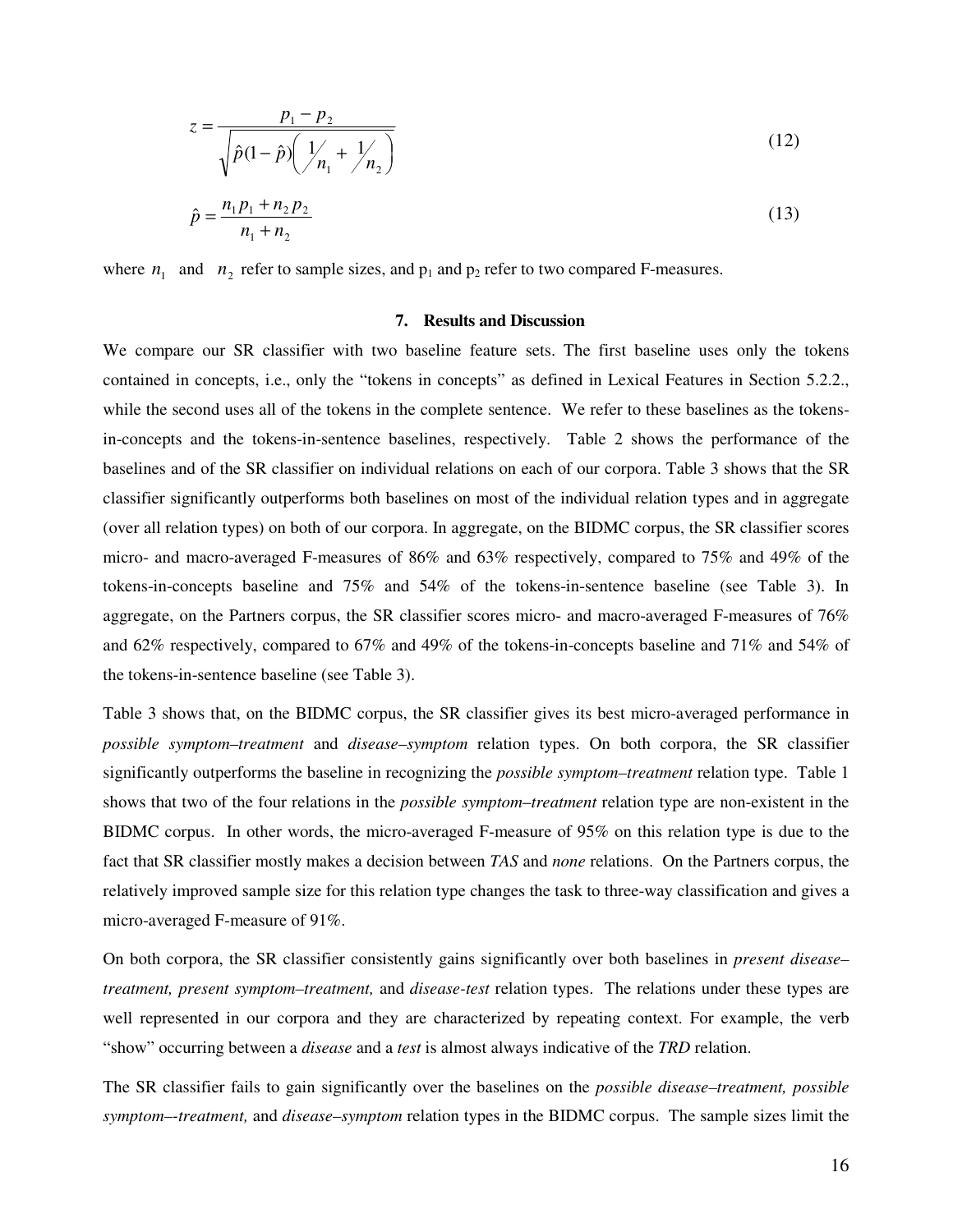$$z = \frac{p_1 - p_2}{\sqrt{\hat{p}(1-\hat{p})\left( \frac{1}{n_1} + \frac{1}{n_2} \right)}} \tag{12}$$

$$\hat{p} = \frac{n_1 p_1 + n_2 p_2}{n_1 + n_2} \tag{13}$$

where $n_1$ and $n_2$ refer to sample sizes, and $p_1$ and $p_2$ refer to two compared F-measures.

## 7. Results and Discussion

We compare our SR classifier with two baseline feature sets. The first baseline uses only the tokens contained in concepts, i.e., only the "tokens in concepts" as defined in Lexical Features in Section 5.2.2., while the second uses all of the tokens in the complete sentence. We refer to these baselines as the tokens-in-concepts and the tokens-in-sentence baselines, respectively. Table 2 shows the performance of the baselines and of the SR classifier on individual relations on each of our corpora. Table 3 shows that the SR classifier significantly outperforms both baselines on most of the individual relation types and in aggregate (over all relation types) on both of our corpora. In aggregate, on the BIDMC corpus, the SR classifier scores micro- and macro-averaged F-measures of 86% and 63% respectively, compared to 75% and 49% of the tokens-in-concepts baseline and 75% and 54% of the tokens-in-sentence baseline (see Table 3). In aggregate, on the Partners corpus, the SR classifier scores micro- and macro-averaged F-measures of 76% and 62% respectively, compared to 67% and 49% of the tokens-in-concepts baseline and 71% and 54% of the tokens-in-sentence baseline (see Table 3).

Table 3 shows that, on the BIDMC corpus, the SR classifier gives its best micro-averaged performance in *possible symptom–treatment* and *disease–symptom* relation types. On both corpora, the SR classifier significantly outperforms the baseline in recognizing the *possible symptom–treatment* relation type. Table 1 shows that two of the four relations in the *possible symptom–treatment* relation type are non-existent in the BIDMC corpus. In other words, the micro-averaged F-measure of 95% on this relation type is due to the fact that SR classifier mostly makes a decision between *TAS* and *none* relations. On the Partners corpus, the relatively improved sample size for this relation type changes the task to three-way classification and gives a micro-averaged F-measure of 91%.

On both corpora, the SR classifier consistently gains significantly over both baselines in *present disease–treatment, present symptom–treatment,* and *disease-test* relation types. The relations under these types are well represented in our corpora and they are characterized by repeating context. For example, the verb "show" occurring between a *disease* and a *test* is almost always indicative of the *TRD* relation.

The SR classifier fails to gain significantly over the baselines on the *possible disease–treatment, possible symptom–-treatment,* and *disease–symptom* relation types in the BIDMC corpus. The sample sizes limit the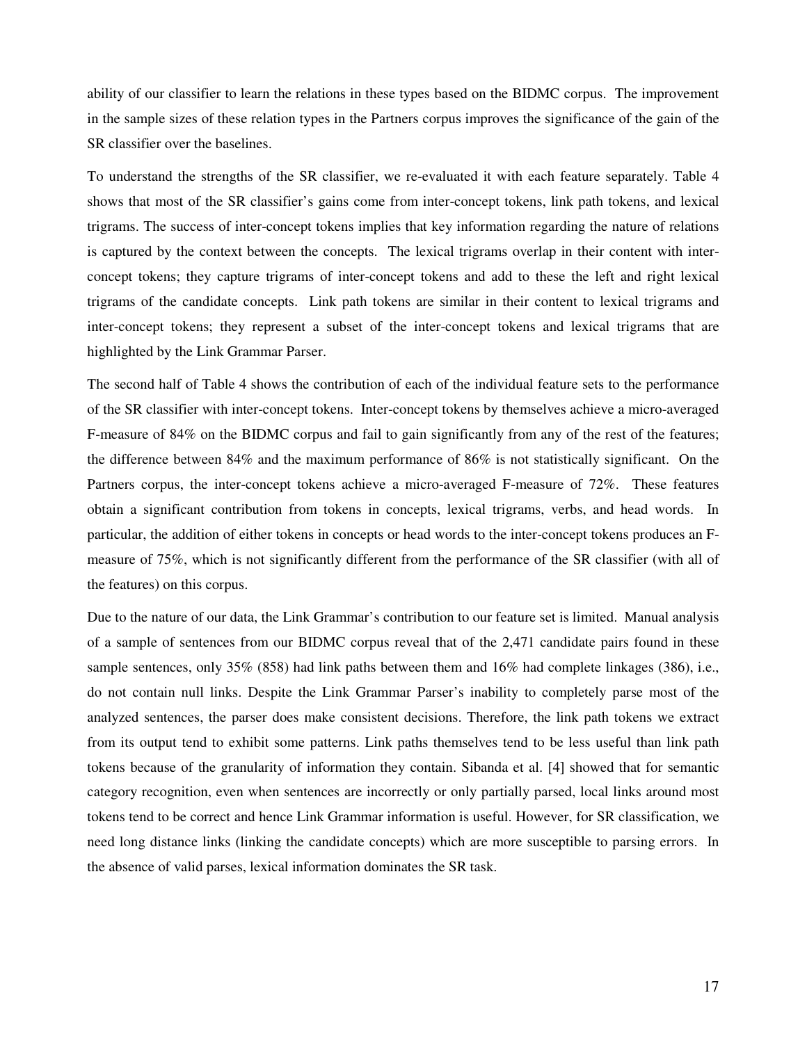ability of our classifier to learn the relations in these types based on the BIDMC corpus. The improvement in the sample sizes of these relation types in the Partners corpus improves the significance of the gain of the SR classifier over the baselines.

To understand the strengths of the SR classifier, we re-evaluated it with each feature separately. Table 4 shows that most of the SR classifier's gains come from inter-concept tokens, link path tokens, and lexical trigrams. The success of inter-concept tokens implies that key information regarding the nature of relations is captured by the context between the concepts. The lexical trigrams overlap in their content with inter-concept tokens; they capture trigrams of inter-concept tokens and add to these the left and right lexical trigrams of the candidate concepts. Link path tokens are similar in their content to lexical trigrams and inter-concept tokens; they represent a subset of the inter-concept tokens and lexical trigrams that are highlighted by the Link Grammar Parser.

The second half of Table 4 shows the contribution of each of the individual feature sets to the performance of the SR classifier with inter-concept tokens. Inter-concept tokens by themselves achieve a micro-averaged F-measure of 84% on the BIDMC corpus and fail to gain significantly from any of the rest of the features; the difference between 84% and the maximum performance of 86% is not statistically significant. On the Partners corpus, the inter-concept tokens achieve a micro-averaged F-measure of 72%. These features obtain a significant contribution from tokens in concepts, lexical trigrams, verbs, and head words. In particular, the addition of either tokens in concepts or head words to the inter-concept tokens produces an F-measure of 75%, which is not significantly different from the performance of the SR classifier (with all of the features) on this corpus.

Due to the nature of our data, the Link Grammar's contribution to our feature set is limited. Manual analysis of a sample of sentences from our BIDMC corpus reveal that of the 2,471 candidate pairs found in these sample sentences, only 35% (858) had link paths between them and 16% had complete linkages (386), i.e., do not contain null links. Despite the Link Grammar Parser's inability to completely parse most of the analyzed sentences, the parser does make consistent decisions. Therefore, the link path tokens we extract from its output tend to exhibit some patterns. Link paths themselves tend to be less useful than link path tokens because of the granularity of information they contain. Sibanda et al. [4] showed that for semantic category recognition, even when sentences are incorrectly or only partially parsed, local links around most tokens tend to be correct and hence Link Grammar information is useful. However, for SR classification, we need long distance links (linking the candidate concepts) which are more susceptible to parsing errors. In the absence of valid parses, lexical information dominates the SR task.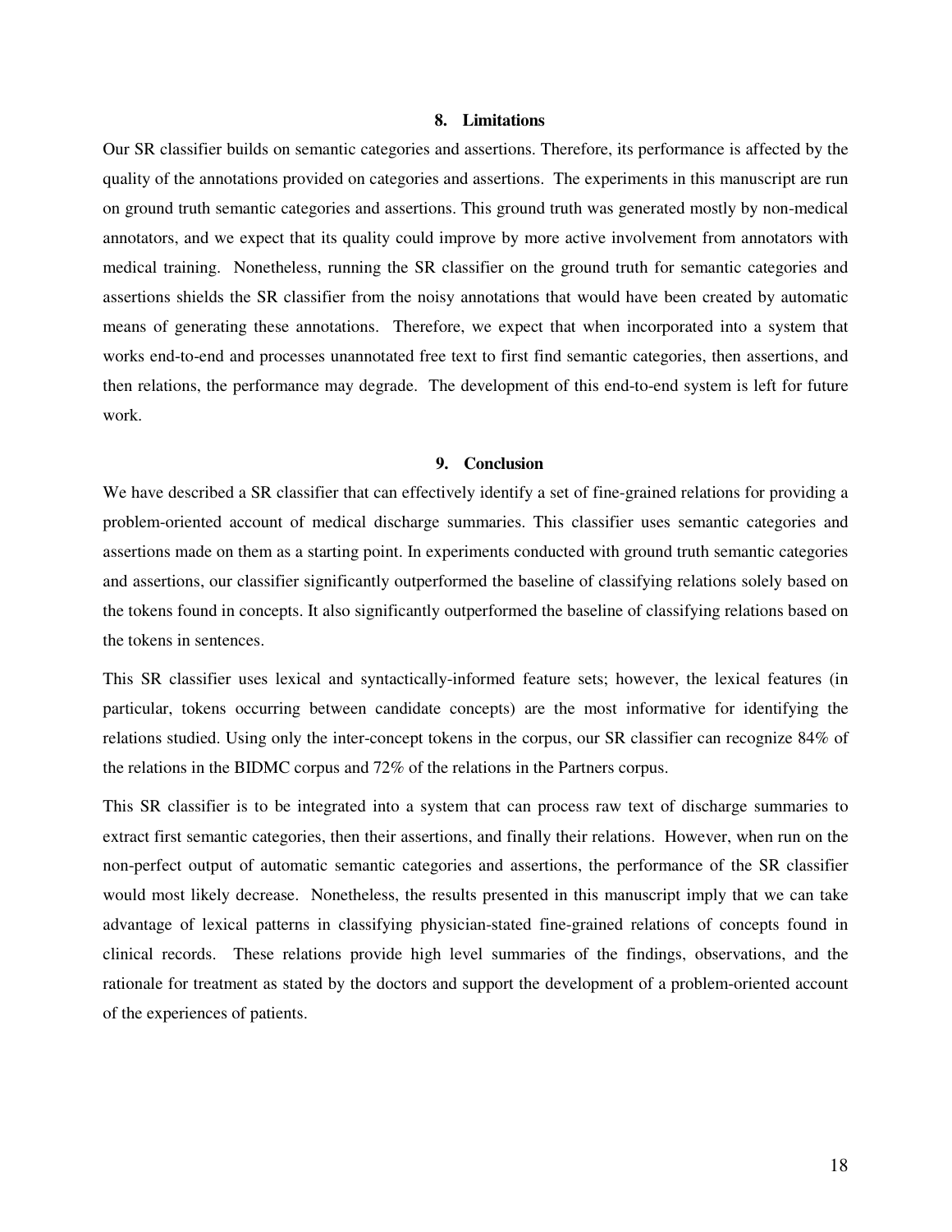## 8. Limitations

Our SR classifier builds on semantic categories and assertions. Therefore, its performance is affected by the quality of the annotations provided on categories and assertions. The experiments in this manuscript are run on ground truth semantic categories and assertions. This ground truth was generated mostly by non-medical annotators, and we expect that its quality could improve by more active involvement from annotators with medical training. Nonetheless, running the SR classifier on the ground truth for semantic categories and assertions shields the SR classifier from the noisy annotations that would have been created by automatic means of generating these annotations. Therefore, we expect that when incorporated into a system that works end-to-end and processes unannotated free text to first find semantic categories, then assertions, and then relations, the performance may degrade. The development of this end-to-end system is left for future work.

## 9. Conclusion

We have described a SR classifier that can effectively identify a set of fine-grained relations for providing a problem-oriented account of medical discharge summaries. This classifier uses semantic categories and assertions made on them as a starting point. In experiments conducted with ground truth semantic categories and assertions, our classifier significantly outperformed the baseline of classifying relations solely based on the tokens found in concepts. It also significantly outperformed the baseline of classifying relations based on the tokens in sentences.

This SR classifier uses lexical and syntactically-informed feature sets; however, the lexical features (in particular, tokens occurring between candidate concepts) are the most informative for identifying the relations studied. Using only the inter-concept tokens in the corpus, our SR classifier can recognize 84% of the relations in the BIDMC corpus and 72% of the relations in the Partners corpus.

This SR classifier is to be integrated into a system that can process raw text of discharge summaries to extract first semantic categories, then their assertions, and finally their relations. However, when run on the non-perfect output of automatic semantic categories and assertions, the performance of the SR classifier would most likely decrease. Nonetheless, the results presented in this manuscript imply that we can take advantage of lexical patterns in classifying physician-stated fine-grained relations of concepts found in clinical records. These relations provide high level summaries of the findings, observations, and the rationale for treatment as stated by the doctors and support the development of a problem-oriented account of the experiences of patients.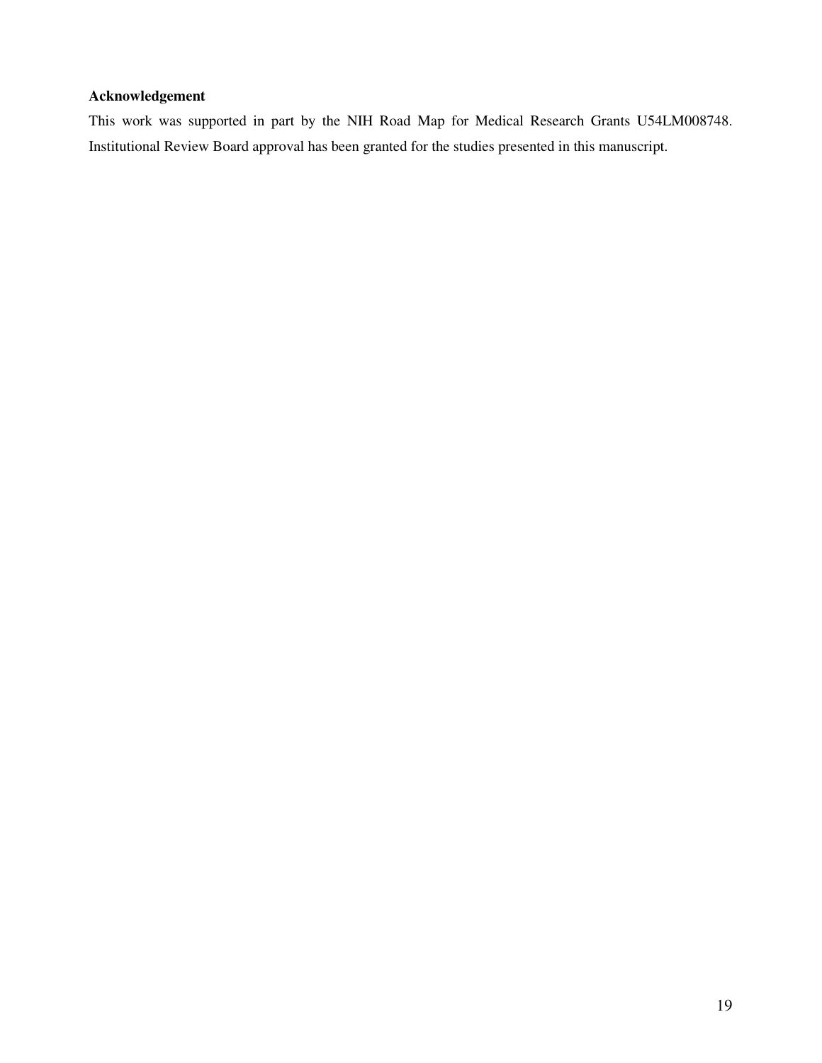**Acknowledgement**

This work was supported in part by the NIH Road Map for Medical Research Grants U54LM008748. Institutional Review Board approval has been granted for the studies presented in this manuscript.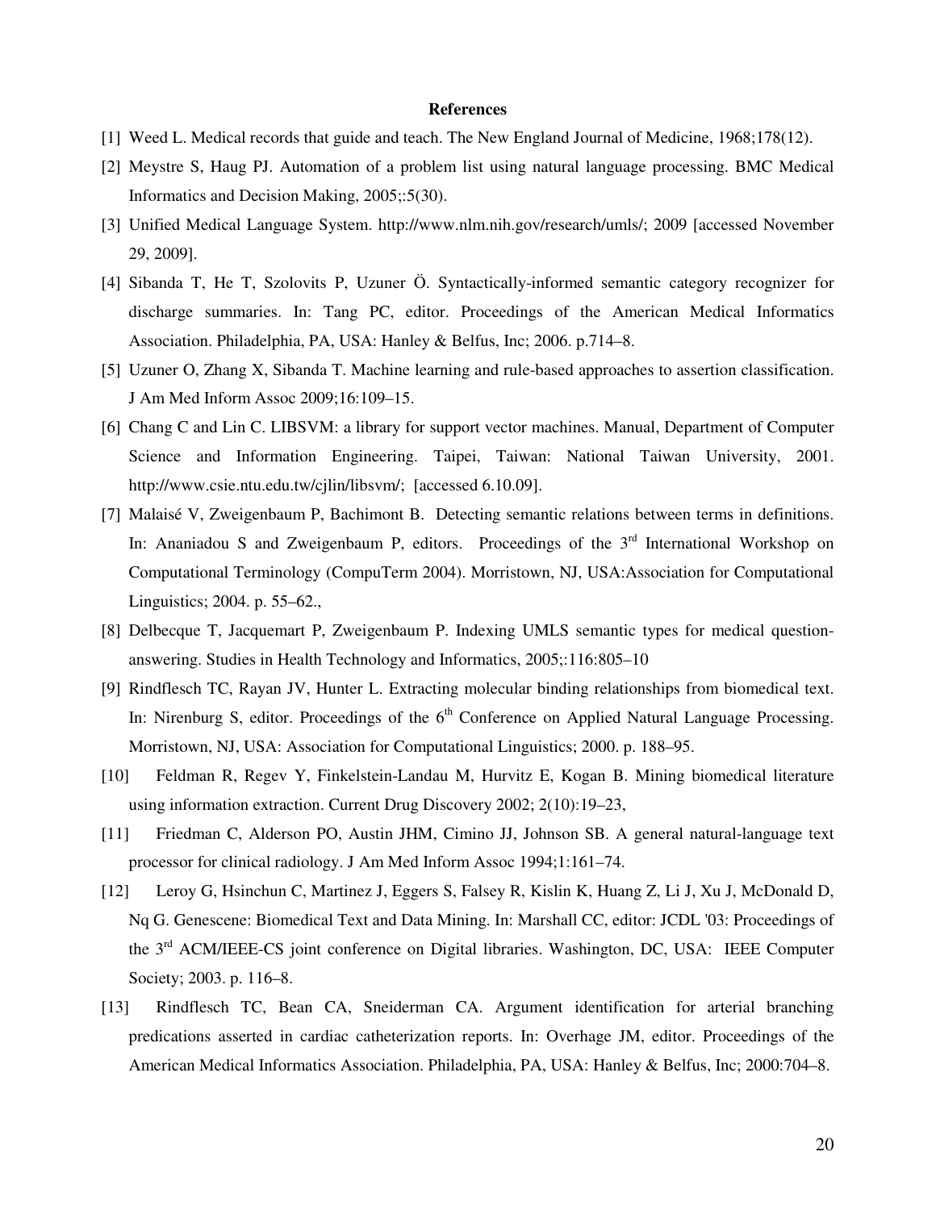**References**

[1] Weed L. Medical records that guide and teach. The New England Journal of Medicine, 1968;178(12).

[2] Meystre S, Haug PJ. Automation of a problem list using natural language processing. BMC Medical Informatics and Decision Making, 2005;:5(30).

[3] Unified Medical Language System. http://www.nlm.nih.gov/research/umls/; 2009 [accessed November 29, 2009].

[4] Sibanda T, He T, Szolovits P, Uzuner Ö. Syntactically-informed semantic category recognizer for discharge summaries. In: Tang PC, editor. Proceedings of the American Medical Informatics Association. Philadelphia, PA, USA: Hanley & Belfus, Inc; 2006. p.714–8.

[5] Uzuner O, Zhang X, Sibanda T. Machine learning and rule-based approaches to assertion classification. J Am Med Inform Assoc 2009;16:109–15.

[6] Chang C and Lin C. LIBSVM: a library for support vector machines. Manual, Department of Computer Science and Information Engineering. Taipei, Taiwan: National Taiwan University, 2001. http://www.csie.ntu.edu.tw/cjlin/libsvm/; [accessed 6.10.09].

[7] Malaisé V, Zweigenbaum P, Bachimont B. Detecting semantic relations between terms in definitions. In: Ananiadou S and Zweigenbaum P, editors. Proceedings of the 3rd International Workshop on Computational Terminology (CompuTerm 2004). Morristown, NJ, USA:Association for Computational Linguistics; 2004. p. 55–62.,

[8] Delbecque T, Jacquemart P, Zweigenbaum P. Indexing UMLS semantic types for medical question-answering. Studies in Health Technology and Informatics, 2005;:116:805–10

[9] Rindflesch TC, Rayan JV, Hunter L. Extracting molecular binding relationships from biomedical text. In: Nirenburg S, editor. Proceedings of the 6th Conference on Applied Natural Language Processing. Morristown, NJ, USA: Association for Computational Linguistics; 2000. p. 188–95.

[10] Feldman R, Regev Y, Finkelstein-Landau M, Hurvitz E, Kogan B. Mining biomedical literature using information extraction. Current Drug Discovery 2002; 2(10):19–23,

[11] Friedman C, Alderson PO, Austin JHM, Cimino JJ, Johnson SB. A general natural-language text processor for clinical radiology. J Am Med Inform Assoc 1994;1:161–74.

[12] Leroy G, Hsinchun C, Martinez J, Eggers S, Falsey R, Kislin K, Huang Z, Li J, Xu J, McDonald D, Nq G. Genescene: Biomedical Text and Data Mining. In: Marshall CC, editor: JCDL '03: Proceedings of the 3rd ACM/IEEE-CS joint conference on Digital libraries. Washington, DC, USA: IEEE Computer Society; 2003. p. 116–8.

[13] Rindflesch TC, Bean CA, Sneiderman CA. Argument identification for arterial branching predications asserted in cardiac catheterization reports. In: Overhage JM, editor. Proceedings of the American Medical Informatics Association. Philadelphia, PA, USA: Hanley & Belfus, Inc; 2000:704–8.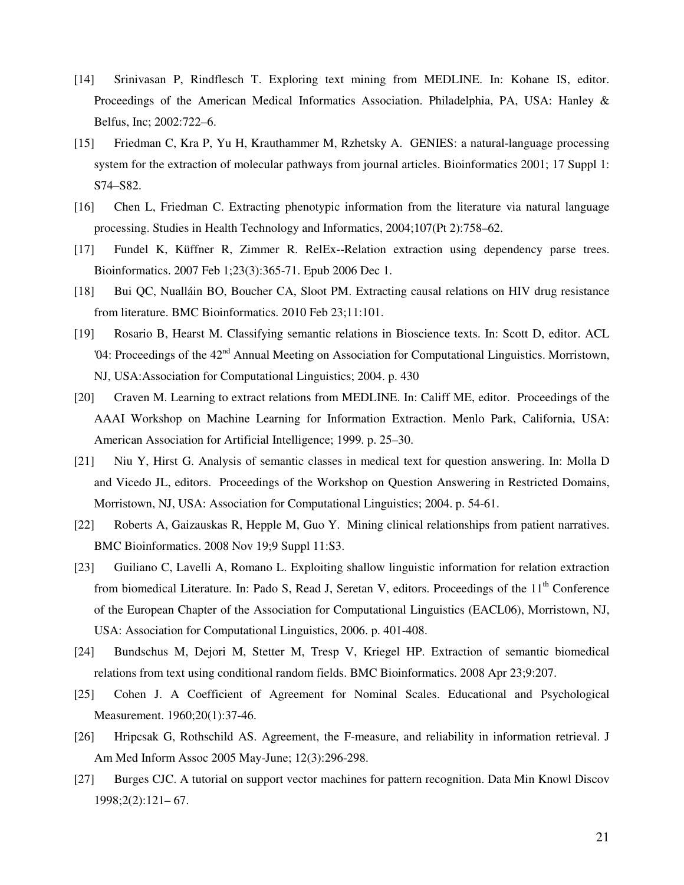[14] Srinivasan P, Rindflesch T. Exploring text mining from MEDLINE. In: Kohane IS, editor. Proceedings of the American Medical Informatics Association. Philadelphia, PA, USA: Hanley & Belfus, Inc; 2002:722–6.

[15] Friedman C, Kra P, Yu H, Krauthammer M, Rzhetsky A. GENIES: a natural-language processing system for the extraction of molecular pathways from journal articles. Bioinformatics 2001; 17 Suppl 1: S74–S82.

[16] Chen L, Friedman C. Extracting phenotypic information from the literature via natural language processing. Studies in Health Technology and Informatics, 2004;107(Pt 2):758–62.

[17] Fundel K, Küffner R, Zimmer R. RelEx--Relation extraction using dependency parse trees. Bioinformatics. 2007 Feb 1;23(3):365-71. Epub 2006 Dec 1.

[18] Bui QC, Nualláin BO, Boucher CA, Sloot PM. Extracting causal relations on HIV drug resistance from literature. BMC Bioinformatics. 2010 Feb 23;11:101.

[19] Rosario B, Hearst M. Classifying semantic relations in Bioscience texts. In: Scott D, editor. ACL '04: Proceedings of the 42nd Annual Meeting on Association for Computational Linguistics. Morristown, NJ, USA:Association for Computational Linguistics; 2004. p. 430

[20] Craven M. Learning to extract relations from MEDLINE. In: Califf ME, editor. Proceedings of the AAAI Workshop on Machine Learning for Information Extraction. Menlo Park, California, USA: American Association for Artificial Intelligence; 1999. p. 25–30.

[21] Niu Y, Hirst G. Analysis of semantic classes in medical text for question answering. In: Molla D and Vicedo JL, editors. Proceedings of the Workshop on Question Answering in Restricted Domains, Morristown, NJ, USA: Association for Computational Linguistics; 2004. p. 54-61.

[22] Roberts A, Gaizauskas R, Hepple M, Guo Y. Mining clinical relationships from patient narratives. BMC Bioinformatics. 2008 Nov 19;9 Suppl 11:S3.

[23] Guiliano C, Lavelli A, Romano L. Exploiting shallow linguistic information for relation extraction from biomedical Literature. In: Pado S, Read J, Seretan V, editors. Proceedings of the 11th Conference of the European Chapter of the Association for Computational Linguistics (EACL06), Morristown, NJ, USA: Association for Computational Linguistics, 2006. p. 401-408.

[24] Bundschus M, Dejori M, Stetter M, Tresp V, Kriegel HP. Extraction of semantic biomedical relations from text using conditional random fields. BMC Bioinformatics. 2008 Apr 23;9:207.

[25] Cohen J. A Coefficient of Agreement for Nominal Scales. Educational and Psychological Measurement. 1960;20(1):37-46.

[26] Hripcsak G, Rothschild AS. Agreement, the F-measure, and reliability in information retrieval. J Am Med Inform Assoc 2005 May-June; 12(3):296-298.

[27] Burges CJC. A tutorial on support vector machines for pattern recognition. Data Min Knowl Discov 1998;2(2):121– 67.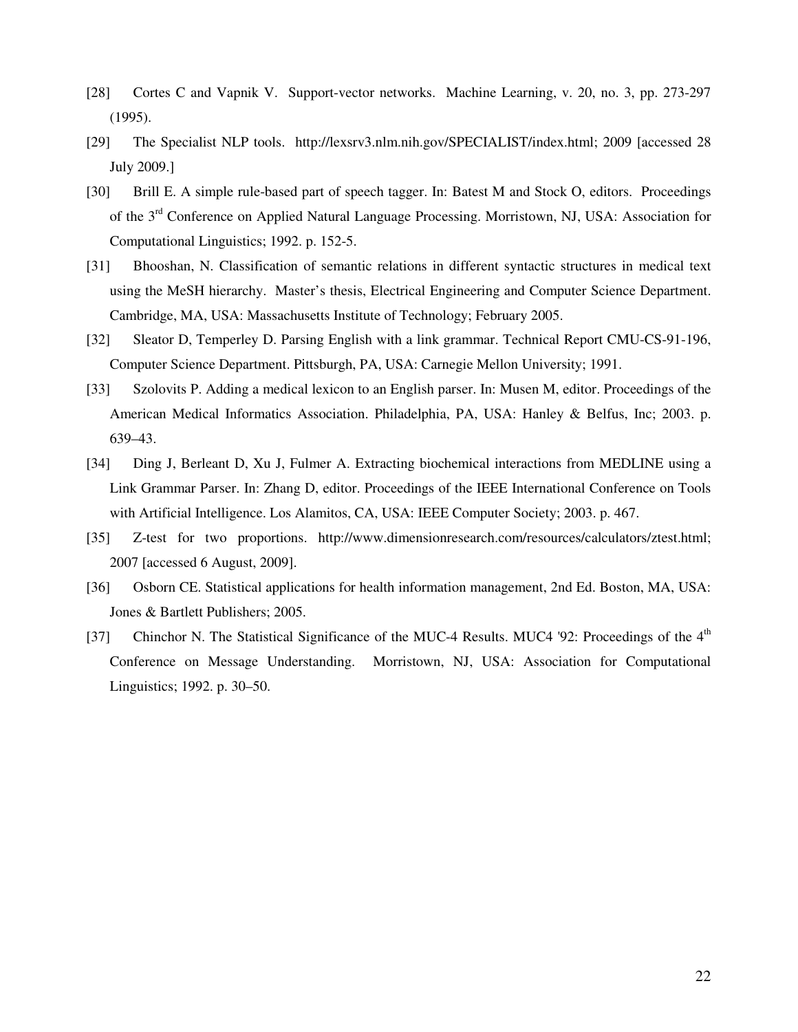[28] Cortes C and Vapnik V. Support-vector networks. Machine Learning, v. 20, no. 3, pp. 273-297 (1995).

[29] The Specialist NLP tools. http://lexsrv3.nlm.nih.gov/SPECIALIST/index.html; 2009 [accessed 28 July 2009.]

[30] Brill E. A simple rule-based part of speech tagger. In: Batest M and Stock O, editors. Proceedings of the 3rd Conference on Applied Natural Language Processing. Morristown, NJ, USA: Association for Computational Linguistics; 1992. p. 152-5.

[31] Bhooshan, N. Classification of semantic relations in different syntactic structures in medical text using the MeSH hierarchy. Master's thesis, Electrical Engineering and Computer Science Department. Cambridge, MA, USA: Massachusetts Institute of Technology; February 2005.

[32] Sleator D, Temperley D. Parsing English with a link grammar. Technical Report CMU-CS-91-196, Computer Science Department. Pittsburgh, PA, USA: Carnegie Mellon University; 1991.

[33] Szolovits P. Adding a medical lexicon to an English parser. In: Musen M, editor. Proceedings of the American Medical Informatics Association. Philadelphia, PA, USA: Hanley & Belfus, Inc; 2003. p. 639–43.

[34] Ding J, Berleant D, Xu J, Fulmer A. Extracting biochemical interactions from MEDLINE using a Link Grammar Parser. In: Zhang D, editor. Proceedings of the IEEE International Conference on Tools with Artificial Intelligence. Los Alamitos, CA, USA: IEEE Computer Society; 2003. p. 467.

[35] Z-test for two proportions. http://www.dimensionresearch.com/resources/calculators/ztest.html; 2007 [accessed 6 August, 2009].

[36] Osborn CE. Statistical applications for health information management, 2nd Ed. Boston, MA, USA: Jones & Bartlett Publishers; 2005.

[37] Chinchor N. The Statistical Significance of the MUC-4 Results. MUC4 '92: Proceedings of the 4th Conference on Message Understanding. Morristown, NJ, USA: Association for Computational Linguistics; 1992. p. 30–50.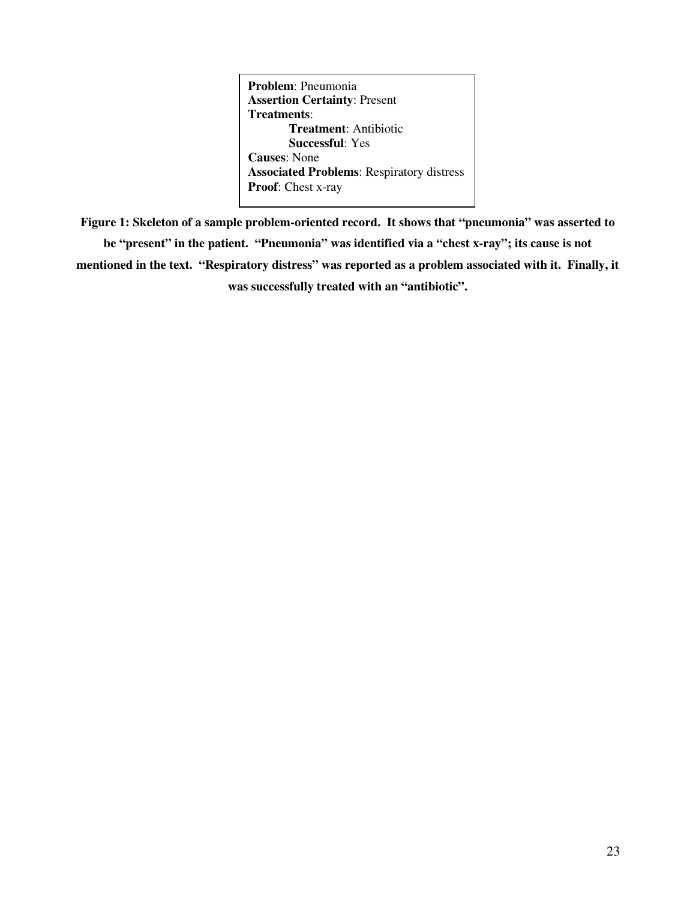**Problem**: Pneumonia
**Assertion Certainty**: Present
**Treatments**:
    **Treatment**: Antibiotic
    **Successful**: Yes
**Causes**: None
**Associated Problems**: Respiratory distress
**Proof**: Chest x-ray

**Figure 1: Skeleton of a sample problem-oriented record. It shows that "pneumonia" was asserted to be "present" in the patient. "Pneumonia" was identified via a "chest x-ray"; its cause is not mentioned in the text. "Respiratory distress" was reported as a problem associated with it. Finally, it was successfully treated with an "antibiotic".**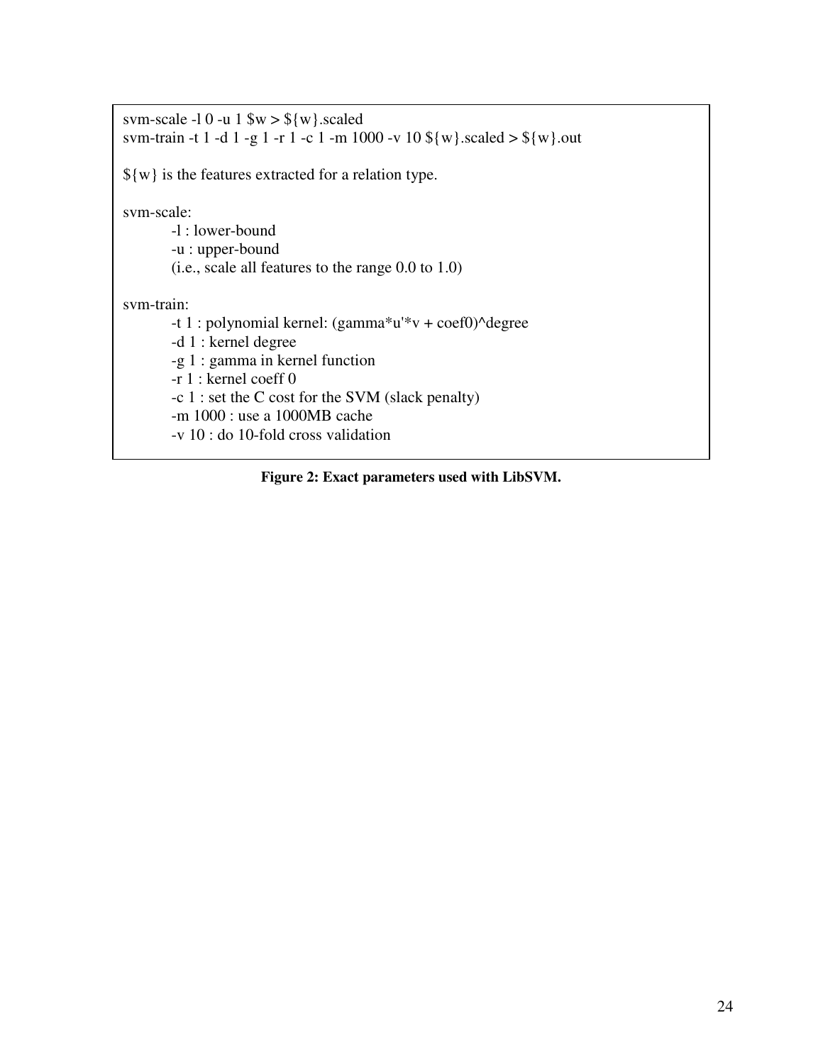```
svm-scale -l 0 -u 1 $w > ${w}.scaled
svm-train -t 1 -d 1 -g 1 -r 1 -c 1 -m 1000 -v 10 ${w}.scaled > ${w}.out

${w} is the features extracted for a relation type.

svm-scale:
        -l : lower-bound
        -u : upper-bound
        (i.e., scale all features to the range 0.0 to 1.0)

svm-train:
        -t 1 : polynomial kernel: (gamma*u'*v + coef0)^degree
        -d 1 : kernel degree
        -g 1 : gamma in kernel function
        -r 1 : kernel coeff 0
        -c 1 : set the C cost for the SVM (slack penalty)
        -m 1000 : use a 1000MB cache
        -v 10 : do 10-fold cross validation
```

**Figure 2: Exact parameters used with LibSVM.**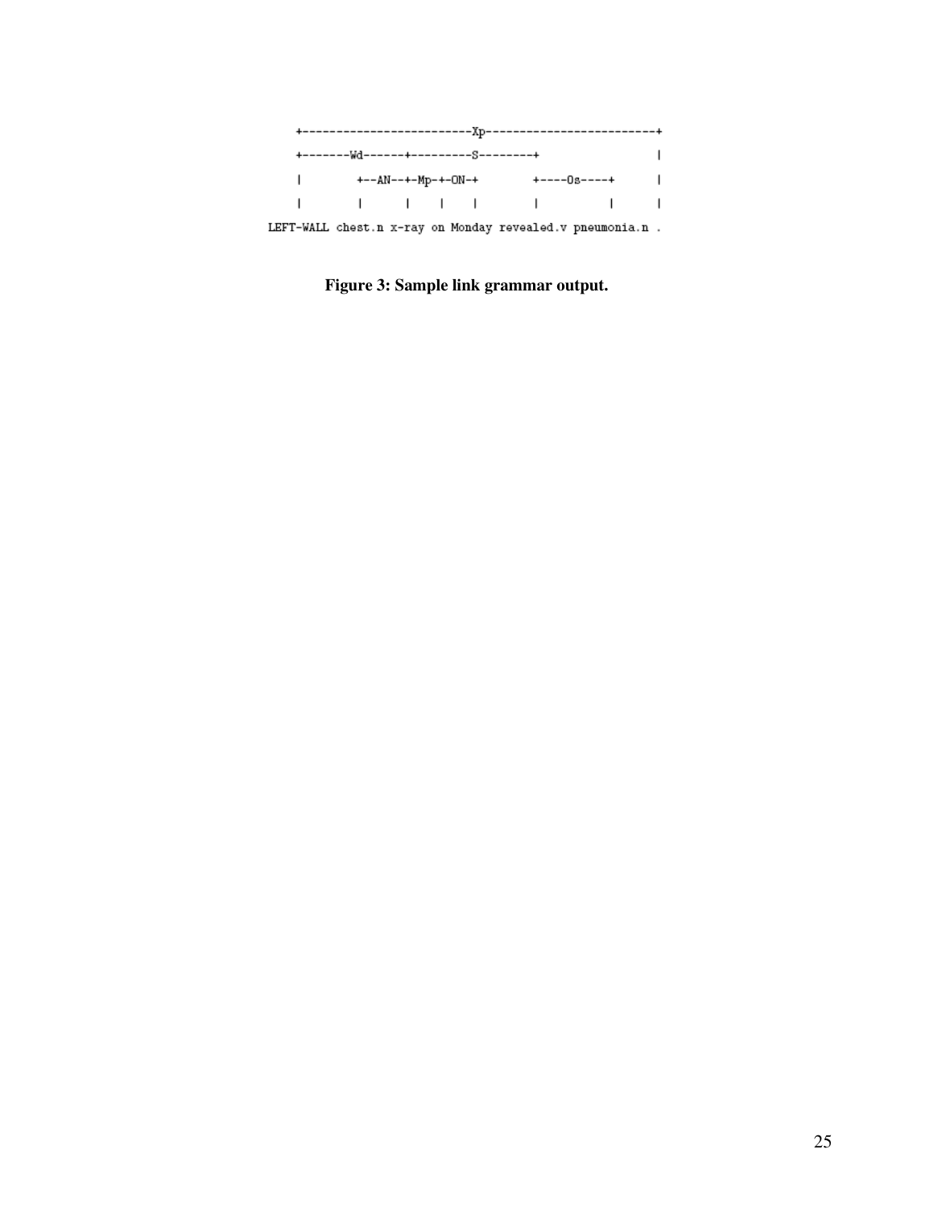```
    +-------------------------Xp-------------------------+
    +-------Wd------+---------S--------+                 |
    |        +--AN--+-Mp-+-ON-+        +----Os----+      |
    |        |      |    |    |        |          |      |
LEFT-WALL chest.n x-ray on Monday revealed.v pneumonia.n .
```

**Figure 3: Sample link grammar output.**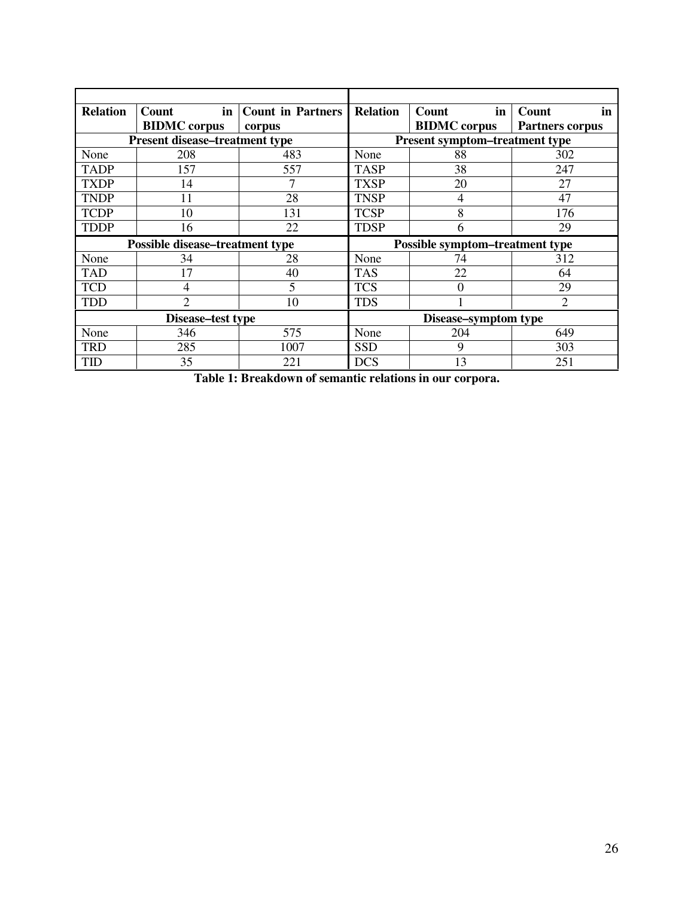| Relation | Count in BIDMC corpus | Count in Partners corpus | Relation | Count in BIDMC corpus | Count in Partners corpus |
|---|---|---|---|---|---|
| **Present disease–treatment type** | | | **Present symptom–treatment type** | | |
| None | 208 | 483 | None | 88 | 302 |
| TADP | 157 | 557 | TASP | 38 | 247 |
| TXDP | 14 | 7 | TXSP | 20 | 27 |
| TNDP | 11 | 28 | TNSP | 4 | 47 |
| TCDP | 10 | 131 | TCSP | 8 | 176 |
| TDDP | 16 | 22 | TDSP | 6 | 29 |
| **Possible disease–treatment type** | | | **Possible symptom–treatment type** | | |
| None | 34 | 28 | None | 74 | 312 |
| TAD | 17 | 40 | TAS | 22 | 64 |
| TCD | 4 | 5 | TCS | 0 | 29 |
| TDD | 2 | 10 | TDS | 1 | 2 |
| **Disease–test type** | | | **Disease–symptom type** | | |
| None | 346 | 575 | None | 204 | 649 |
| TRD | 285 | 1007 | SSD | 9 | 303 |
| TID | 35 | 221 | DCS | 13 | 251 |

**Table 1: Breakdown of semantic relations in our corpora.**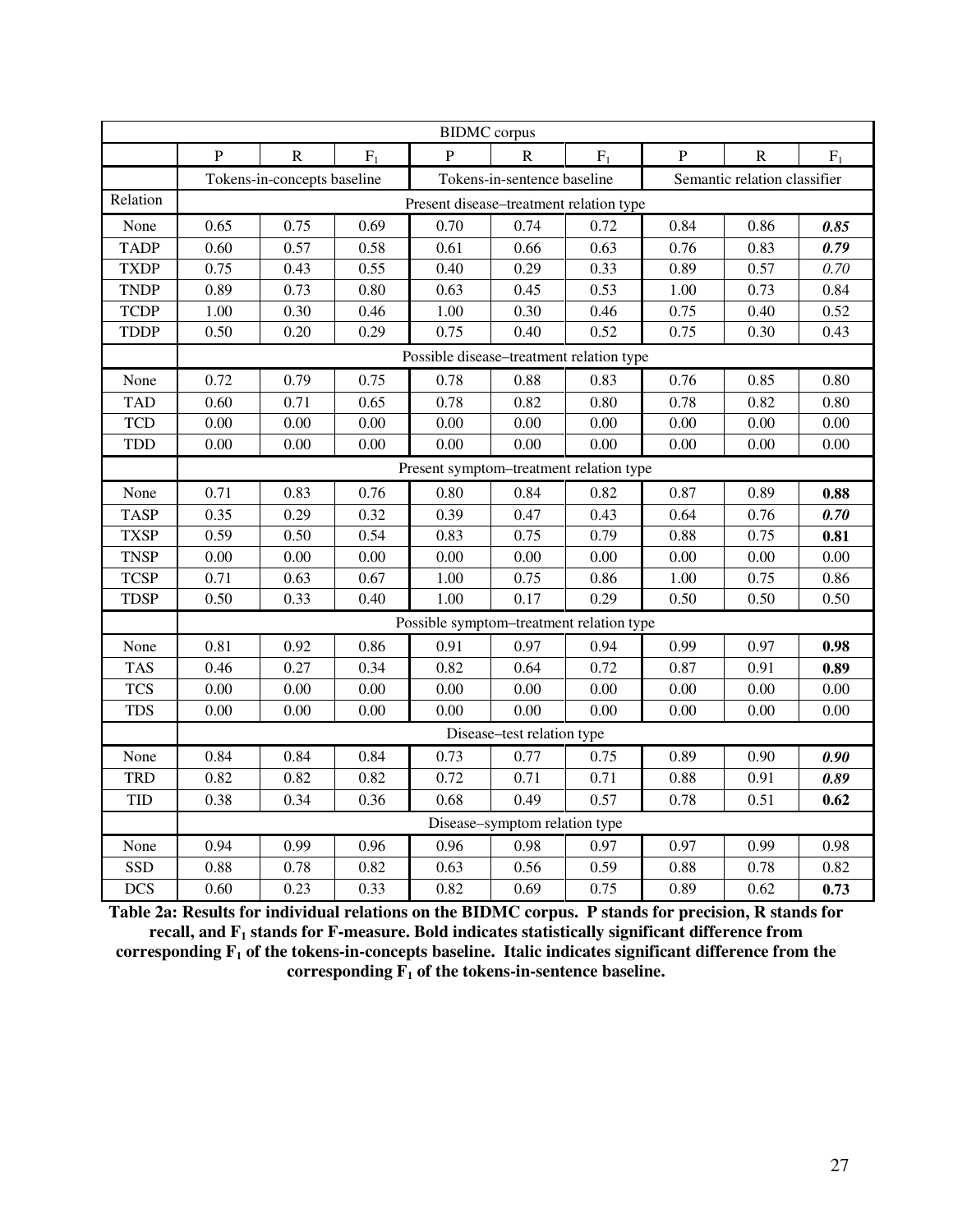| BIDMC corpus | | | | | | | | | |
|---|---|---|---|---|---|---|---|---|---|
| | P | R | $F_1$ | P | R | $F_1$ | P | R | $F_1$ |
| | Tokens-in-concepts baseline | | | Tokens-in-sentence baseline | | | Semantic relation classifier | | |
| Relation | Present disease–treatment relation type | | | | | | | | |
| None | 0.65 | 0.75 | 0.69 | 0.70 | 0.74 | 0.72 | 0.84 | 0.86 | ***0.85*** |
| TADP | 0.60 | 0.57 | 0.58 | 0.61 | 0.66 | 0.63 | 0.76 | 0.83 | ***0.79*** |
| TXDP | 0.75 | 0.43 | 0.55 | 0.40 | 0.29 | 0.33 | 0.89 | 0.57 | *0.70* |
| TNDP | 0.89 | 0.73 | 0.80 | 0.63 | 0.45 | 0.53 | 1.00 | 0.73 | 0.84 |
| TCDP | 1.00 | 0.30 | 0.46 | 1.00 | 0.30 | 0.46 | 0.75 | 0.40 | 0.52 |
| TDDP | 0.50 | 0.20 | 0.29 | 0.75 | 0.40 | 0.52 | 0.75 | 0.30 | 0.43 |
| | Possible disease–treatment relation type | | | | | | | | |
| None | 0.72 | 0.79 | 0.75 | 0.78 | 0.88 | 0.83 | 0.76 | 0.85 | 0.80 |
| TAD | 0.60 | 0.71 | 0.65 | 0.78 | 0.82 | 0.80 | 0.78 | 0.82 | 0.80 |
| TCD | 0.00 | 0.00 | 0.00 | 0.00 | 0.00 | 0.00 | 0.00 | 0.00 | 0.00 |
| TDD | 0.00 | 0.00 | 0.00 | 0.00 | 0.00 | 0.00 | 0.00 | 0.00 | 0.00 |
| | Present symptom–treatment relation type | | | | | | | | |
| None | 0.71 | 0.83 | 0.76 | 0.80 | 0.84 | 0.82 | 0.87 | 0.89 | **0.88** |
| TASP | 0.35 | 0.29 | 0.32 | 0.39 | 0.47 | 0.43 | 0.64 | 0.76 | ***0.70*** |
| TXSP | 0.59 | 0.50 | 0.54 | 0.83 | 0.75 | 0.79 | 0.88 | 0.75 | **0.81** |
| TNSP | 0.00 | 0.00 | 0.00 | 0.00 | 0.00 | 0.00 | 0.00 | 0.00 | 0.00 |
| TCSP | 0.71 | 0.63 | 0.67 | 1.00 | 0.75 | 0.86 | 1.00 | 0.75 | 0.86 |
| TDSP | 0.50 | 0.33 | 0.40 | 1.00 | 0.17 | 0.29 | 0.50 | 0.50 | 0.50 |
| | Possible symptom–treatment relation type | | | | | | | | |
| None | 0.81 | 0.92 | 0.86 | 0.91 | 0.97 | 0.94 | 0.99 | 0.97 | **0.98** |
| TAS | 0.46 | 0.27 | 0.34 | 0.82 | 0.64 | 0.72 | 0.87 | 0.91 | **0.89** |
| TCS | 0.00 | 0.00 | 0.00 | 0.00 | 0.00 | 0.00 | 0.00 | 0.00 | 0.00 |
| TDS | 0.00 | 0.00 | 0.00 | 0.00 | 0.00 | 0.00 | 0.00 | 0.00 | 0.00 |
| | Disease–test relation type | | | | | | | | |
| None | 0.84 | 0.84 | 0.84 | 0.73 | 0.77 | 0.75 | 0.89 | 0.90 | ***0.90*** |
| TRD | 0.82 | 0.82 | 0.82 | 0.72 | 0.71 | 0.71 | 0.88 | 0.91 | ***0.89*** |
| TID | 0.38 | 0.34 | 0.36 | 0.68 | 0.49 | 0.57 | 0.78 | 0.51 | **0.62** |
| | Disease–symptom relation type | | | | | | | | |
| None | 0.94 | 0.99 | 0.96 | 0.96 | 0.98 | 0.97 | 0.97 | 0.99 | 0.98 |
| SSD | 0.88 | 0.78 | 0.82 | 0.63 | 0.56 | 0.59 | 0.88 | 0.78 | 0.82 |
| DCS | 0.60 | 0.23 | 0.33 | 0.82 | 0.69 | 0.75 | 0.89 | 0.62 | **0.73** |

**Table 2a: Results for individual relations on the BIDMC corpus. P stands for precision, R stands for recall, and $F_1$ stands for F-measure. Bold indicates statistically significant difference from corresponding $F_1$ of the tokens-in-concepts baseline. Italic indicates significant difference from the corresponding $F_1$ of the tokens-in-sentence baseline.**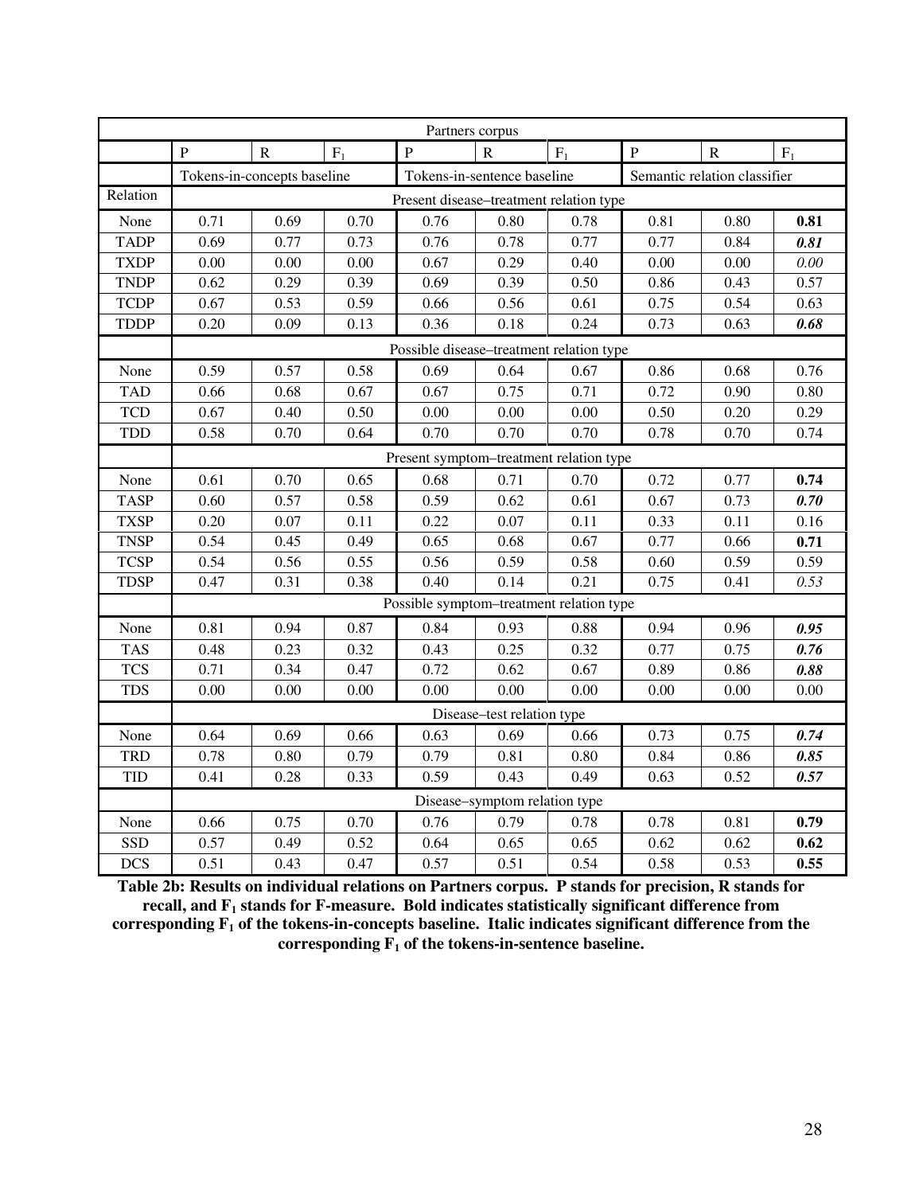| Partners corpus | | | | | | | | | |
|---|---|---|---|---|---|---|---|---|---|
| | P | R | $F_1$ | P | R | $F_1$ | P | R | $F_1$ |
| | Tokens-in-concepts baseline | | | Tokens-in-sentence baseline | | | Semantic relation classifier | | |
| Relation | Present disease–treatment relation type | | | | | | | | |
| None | 0.71 | 0.69 | 0.70 | 0.76 | 0.80 | 0.78 | 0.81 | 0.80 | **0.81** |
| TADP | 0.69 | 0.77 | 0.73 | 0.76 | 0.78 | 0.77 | 0.77 | 0.84 | ***0.81*** |
| TXDP | 0.00 | 0.00 | 0.00 | 0.67 | 0.29 | 0.40 | 0.00 | 0.00 | *0.00* |
| TNDP | 0.62 | 0.29 | 0.39 | 0.69 | 0.39 | 0.50 | 0.86 | 0.43 | 0.57 |
| TCDP | 0.67 | 0.53 | 0.59 | 0.66 | 0.56 | 0.61 | 0.75 | 0.54 | 0.63 |
| TDDP | 0.20 | 0.09 | 0.13 | 0.36 | 0.18 | 0.24 | 0.73 | 0.63 | ***0.68*** |
| | Possible disease–treatment relation type | | | | | | | | |
| None | 0.59 | 0.57 | 0.58 | 0.69 | 0.64 | 0.67 | 0.86 | 0.68 | 0.76 |
| TAD | 0.66 | 0.68 | 0.67 | 0.67 | 0.75 | 0.71 | 0.72 | 0.90 | 0.80 |
| TCD | 0.67 | 0.40 | 0.50 | 0.00 | 0.00 | 0.00 | 0.50 | 0.20 | 0.29 |
| TDD | 0.58 | 0.70 | 0.64 | 0.70 | 0.70 | 0.70 | 0.78 | 0.70 | 0.74 |
| | Present symptom–treatment relation type | | | | | | | | |
| None | 0.61 | 0.70 | 0.65 | 0.68 | 0.71 | 0.70 | 0.72 | 0.77 | **0.74** |
| TASP | 0.60 | 0.57 | 0.58 | 0.59 | 0.62 | 0.61 | 0.67 | 0.73 | ***0.70*** |
| TXSP | 0.20 | 0.07 | 0.11 | 0.22 | 0.07 | 0.11 | 0.33 | 0.11 | 0.16 |
| TNSP | 0.54 | 0.45 | 0.49 | 0.65 | 0.68 | 0.67 | 0.77 | 0.66 | **0.71** |
| TCSP | 0.54 | 0.56 | 0.55 | 0.56 | 0.59 | 0.58 | 0.60 | 0.59 | 0.59 |
| TDSP | 0.47 | 0.31 | 0.38 | 0.40 | 0.14 | 0.21 | 0.75 | 0.41 | *0.53* |
| | Possible symptom–treatment relation type | | | | | | | | |
| None | 0.81 | 0.94 | 0.87 | 0.84 | 0.93 | 0.88 | 0.94 | 0.96 | ***0.95*** |
| TAS | 0.48 | 0.23 | 0.32 | 0.43 | 0.25 | 0.32 | 0.77 | 0.75 | ***0.76*** |
| TCS | 0.71 | 0.34 | 0.47 | 0.72 | 0.62 | 0.67 | 0.89 | 0.86 | ***0.88*** |
| TDS | 0.00 | 0.00 | 0.00 | 0.00 | 0.00 | 0.00 | 0.00 | 0.00 | 0.00 |
| | Disease–test relation type | | | | | | | | |
| None | 0.64 | 0.69 | 0.66 | 0.63 | 0.69 | 0.66 | 0.73 | 0.75 | ***0.74*** |
| TRD | 0.78 | 0.80 | 0.79 | 0.79 | 0.81 | 0.80 | 0.84 | 0.86 | ***0.85*** |
| TID | 0.41 | 0.28 | 0.33 | 0.59 | 0.43 | 0.49 | 0.63 | 0.52 | ***0.57*** |
| | Disease–symptom relation type | | | | | | | | |
| None | 0.66 | 0.75 | 0.70 | 0.76 | 0.79 | 0.78 | 0.78 | 0.81 | **0.79** |
| SSD | 0.57 | 0.49 | 0.52 | 0.64 | 0.65 | 0.65 | 0.62 | 0.62 | **0.62** |
| DCS | 0.51 | 0.43 | 0.47 | 0.57 | 0.51 | 0.54 | 0.58 | 0.53 | **0.55** |

**Table 2b: Results on individual relations on Partners corpus. P stands for precision, R stands for recall, and $F_1$ stands for F-measure. Bold indicates statistically significant difference from corresponding $F_1$ of the tokens-in-concepts baseline. Italic indicates significant difference from the corresponding $F_1$ of the tokens-in-sentence baseline.**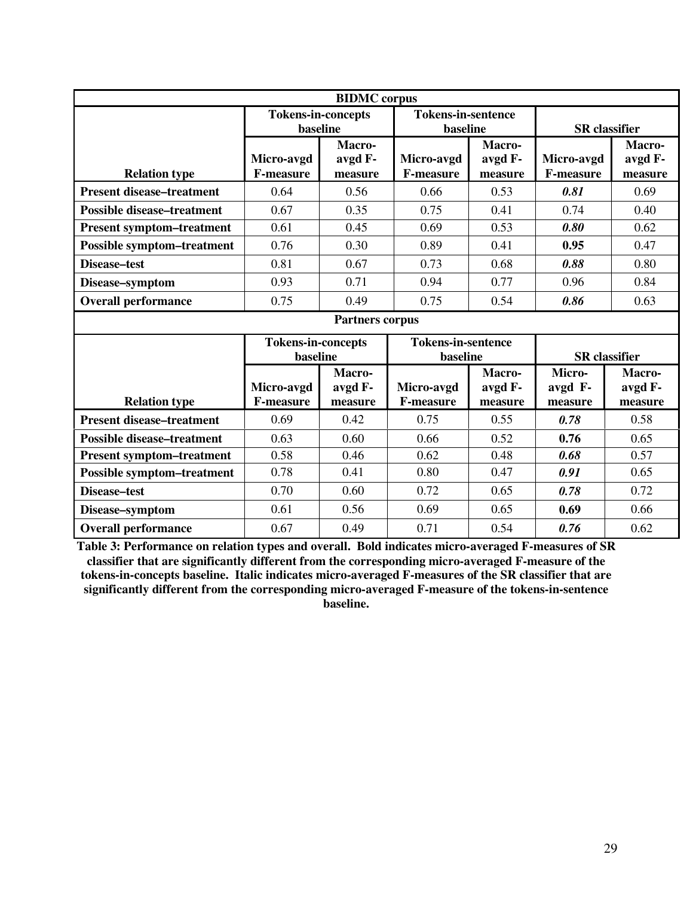| BIDMC corpus | | | | | | |
|---|---|---|---|---|---|---|
| | Tokens-in-concepts baseline | | Tokens-in-sentence baseline | | SR classifier | |
| Relation type | Micro-avgd F-measure | Macro-avgd F-measure | Micro-avgd F-measure | Macro-avgd F-measure | Micro-avgd F-measure | Macro-avgd F-measure |
| **Present disease–treatment** | 0.64 | 0.56 | 0.66 | 0.53 | ***0.81*** | 0.69 |
| **Possible disease–treatment** | 0.67 | 0.35 | 0.75 | 0.41 | 0.74 | 0.40 |
| **Present symptom–treatment** | 0.61 | 0.45 | 0.69 | 0.53 | ***0.80*** | 0.62 |
| **Possible symptom–treatment** | 0.76 | 0.30 | 0.89 | 0.41 | **0.95** | 0.47 |
| **Disease–test** | 0.81 | 0.67 | 0.73 | 0.68 | ***0.88*** | 0.80 |
| **Disease–symptom** | 0.93 | 0.71 | 0.94 | 0.77 | 0.96 | 0.84 |
| **Overall performance** | 0.75 | 0.49 | 0.75 | 0.54 | ***0.86*** | 0.63 |
| **Partners corpus** | | | | | | |
| | Tokens-in-concepts baseline | | Tokens-in-sentence baseline | | SR classifier | |
| Relation type | Micro-avgd F-measure | Macro-avgd F-measure | Micro-avgd F-measure | Macro-avgd F-measure | Micro-avgd F-measure | Macro-avgd F-measure |
| **Present disease–treatment** | 0.69 | 0.42 | 0.75 | 0.55 | ***0.78*** | 0.58 |
| **Possible disease–treatment** | 0.63 | 0.60 | 0.66 | 0.52 | **0.76** | 0.65 |
| **Present symptom–treatment** | 0.58 | 0.46 | 0.62 | 0.48 | ***0.68*** | 0.57 |
| **Possible symptom–treatment** | 0.78 | 0.41 | 0.80 | 0.47 | ***0.91*** | 0.65 |
| **Disease–test** | 0.70 | 0.60 | 0.72 | 0.65 | ***0.78*** | 0.72 |
| **Disease–symptom** | 0.61 | 0.56 | 0.69 | 0.65 | **0.69** | 0.66 |
| **Overall performance** | 0.67 | 0.49 | 0.71 | 0.54 | ***0.76*** | 0.62 |

**Table 3: Performance on relation types and overall. Bold indicates micro-averaged F-measures of SR classifier that are significantly different from the corresponding micro-averaged F-measure of the tokens-in-concepts baseline. Italic indicates micro-averaged F-measures of the SR classifier that are significantly different from the corresponding micro-averaged F-measure of the tokens-in-sentence baseline.**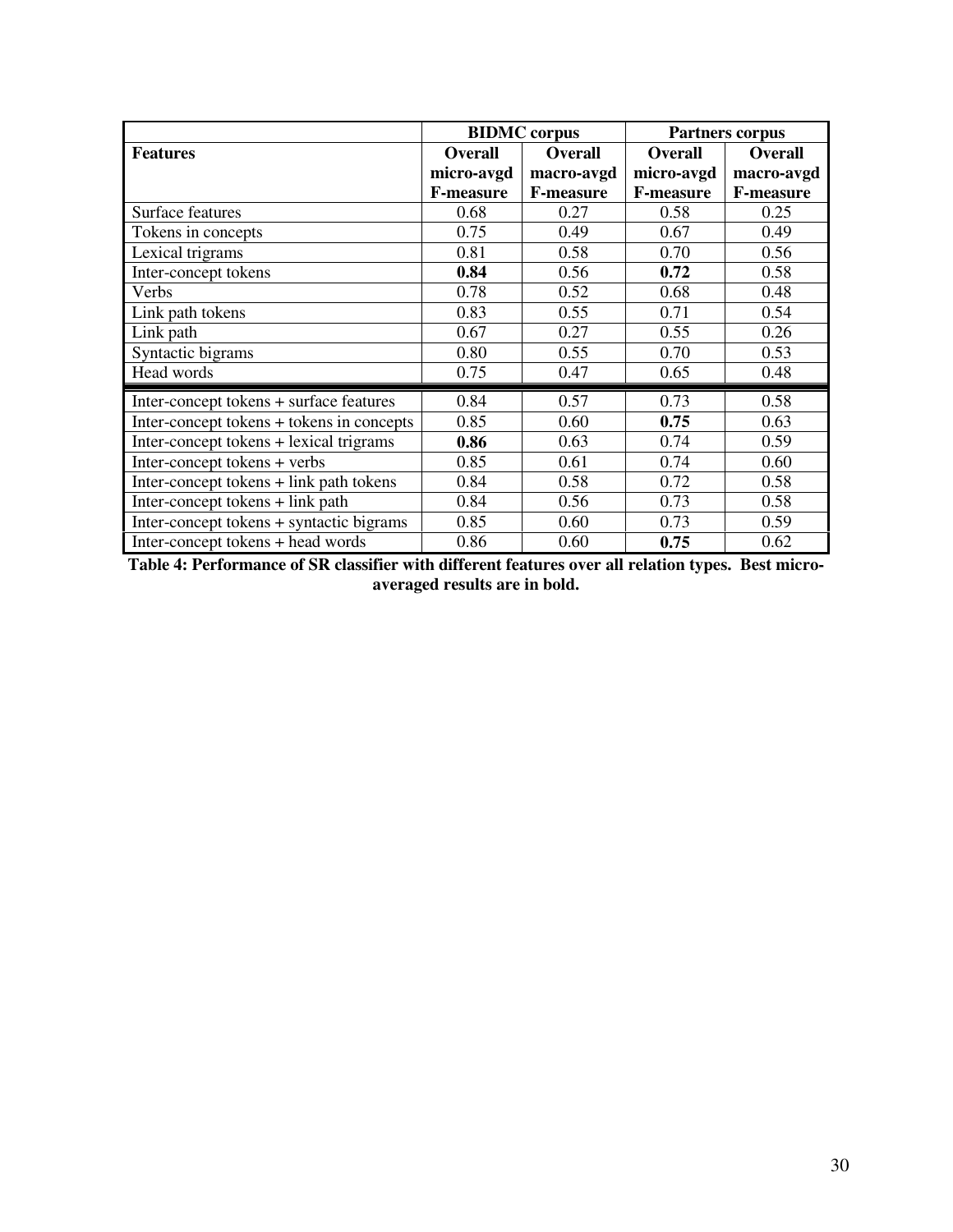| | BIDMC corpus | | Partners corpus | |
|---|---|---|---|---|
| **Features** | **Overall micro-avgd F-measure** | **Overall macro-avgd F-measure** | **Overall micro-avgd F-measure** | **Overall macro-avgd F-measure** |
| Surface features | 0.68 | 0.27 | 0.58 | 0.25 |
| Tokens in concepts | 0.75 | 0.49 | 0.67 | 0.49 |
| Lexical trigrams | 0.81 | 0.58 | 0.70 | 0.56 |
| Inter-concept tokens | **0.84** | 0.56 | **0.72** | 0.58 |
| Verbs | 0.78 | 0.52 | 0.68 | 0.48 |
| Link path tokens | 0.83 | 0.55 | 0.71 | 0.54 |
| Link path | 0.67 | 0.27 | 0.55 | 0.26 |
| Syntactic bigrams | 0.80 | 0.55 | 0.70 | 0.53 |
| Head words | 0.75 | 0.47 | 0.65 | 0.48 |
| Inter-concept tokens + surface features | 0.84 | 0.57 | 0.73 | 0.58 |
| Inter-concept tokens + tokens in concepts | 0.85 | 0.60 | **0.75** | 0.63 |
| Inter-concept tokens + lexical trigrams | **0.86** | 0.63 | 0.74 | 0.59 |
| Inter-concept tokens + verbs | 0.85 | 0.61 | 0.74 | 0.60 |
| Inter-concept tokens + link path tokens | 0.84 | 0.58 | 0.72 | 0.58 |
| Inter-concept tokens + link path | 0.84 | 0.56 | 0.73 | 0.58 |
| Inter-concept tokens + syntactic bigrams | 0.85 | 0.60 | 0.73 | 0.59 |
| Inter-concept tokens + head words | 0.86 | 0.60 | **0.75** | 0.62 |

**Table 4: Performance of SR classifier with different features over all relation types. Best micro-averaged results are in bold.**